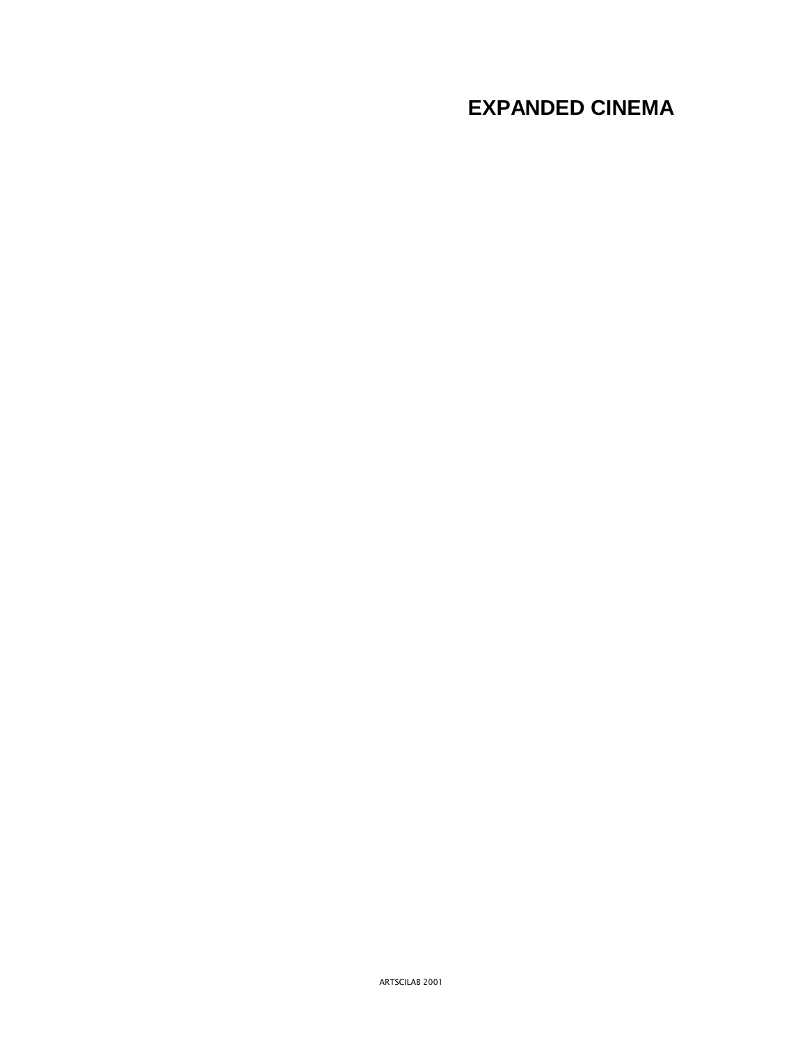# EXPANDED CINEMA

ARTSCILAB 2001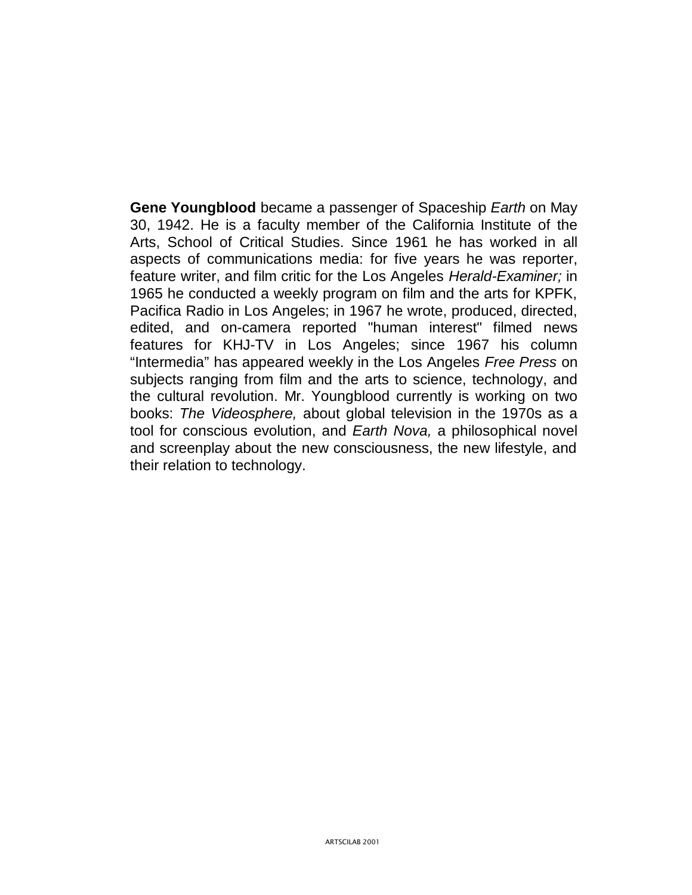**Gene Youngblood** became a passenger of Spaceship *Earth* on May 30, 1942. He is a faculty member of the California Institute of the Arts, School of Critical Studies. Since 1961 he has worked in all aspects of communications media: for five years he was reporter, feature writer, and film critic for the Los Angeles *Herald-Examiner;* in 1965 he conducted a weekly program on film and the arts for KPFK, Pacifica Radio in Los Angeles; in 1967 he wrote, produced, directed, edited, and on-camera reported "human interest" filmed news features for KHJ-TV in Los Angeles; since 1967 his column “Intermedia” has appeared weekly in the Los Angeles *Free Press* on subjects ranging from film and the arts to science, technology, and the cultural revolution. Mr. Youngblood currently is working on two books: *The Videosphere,* about global television in the 1970s as a tool for conscious evolution, and *Earth Nova,* a philosophical novel and screenplay about the new consciousness, the new lifestyle, and their relation to technology.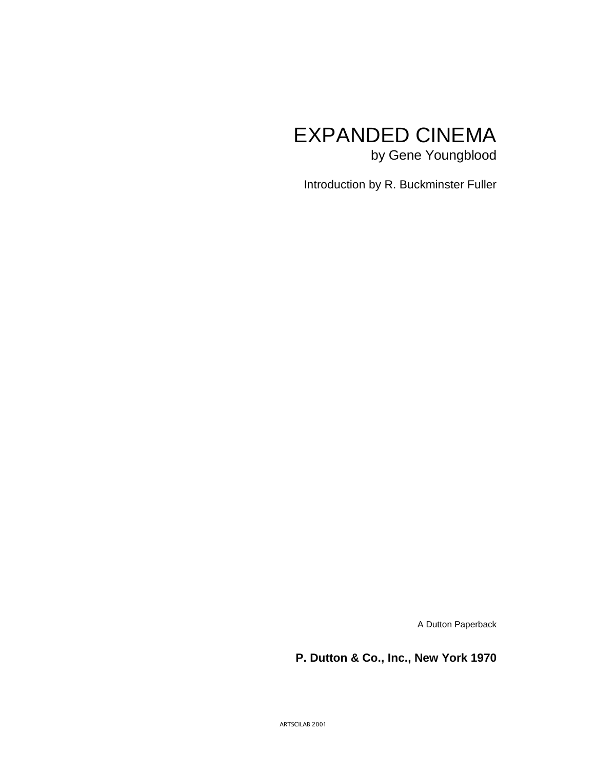# EXPANDED CINEMA

by Gene Youngblood

Introduction by R. Buckminster Fuller

A Dutton Paperback

**P. Dutton & Co., Inc., New York 1970**

ARTSCILAB 2001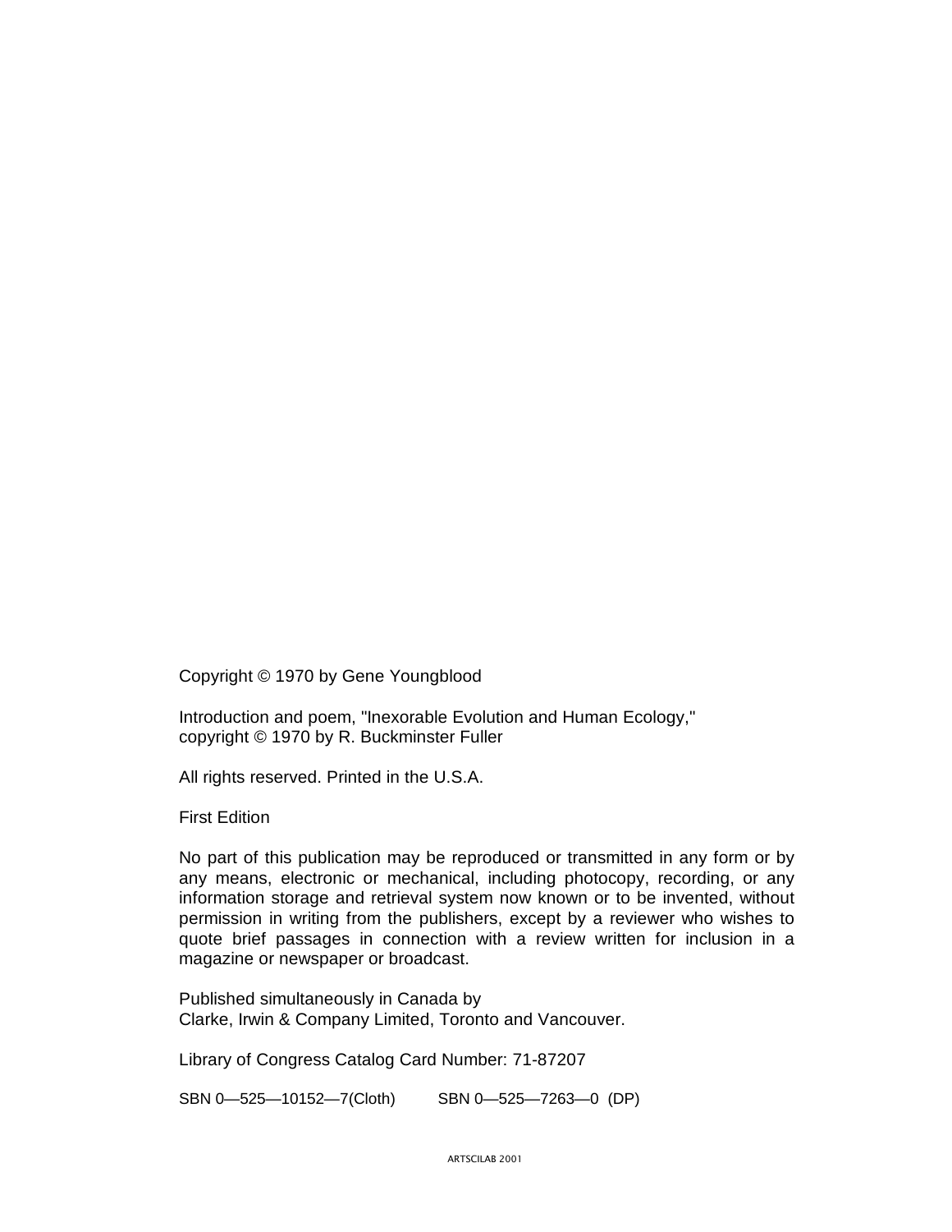Copyright © 1970 by Gene Youngblood

Introduction and poem, "Inexorable Evolution and Human Ecology,"
copyright © 1970 by R. Buckminster Fuller

All rights reserved. Printed in the U.S.A.

First Edition

No part of this publication may be reproduced or transmitted in any form or by any means, electronic or mechanical, including photocopy, recording, or any information storage and retrieval system now known or to be invented, without permission in writing from the publishers, except by a reviewer who wishes to quote brief passages in connection with a review written for inclusion in a magazine or newspaper or broadcast.

Published simultaneously in Canada by
Clarke, Irwin & Company Limited, Toronto and Vancouver.

Library of Congress Catalog Card Number: 71-87207

SBN 0—525—10152—7(Cloth) SBN 0—525—7263—0 (DP)

ARTSCILAB 2001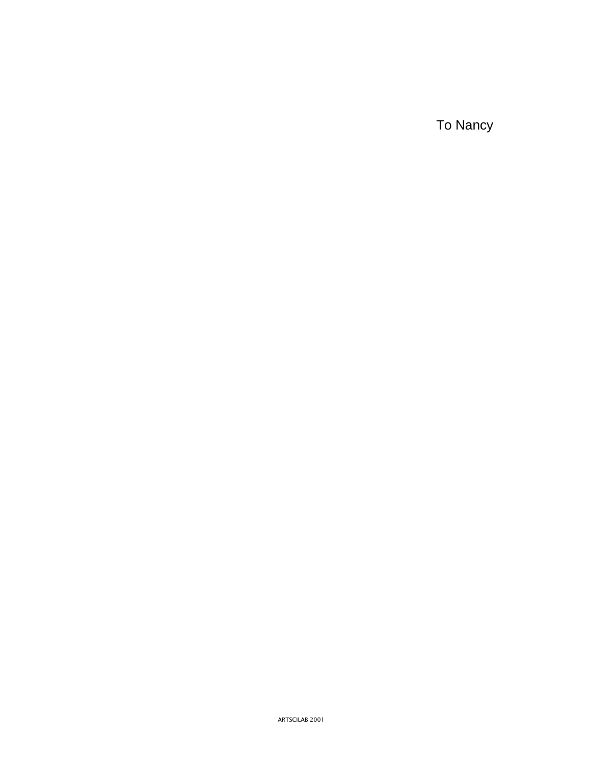To Nancy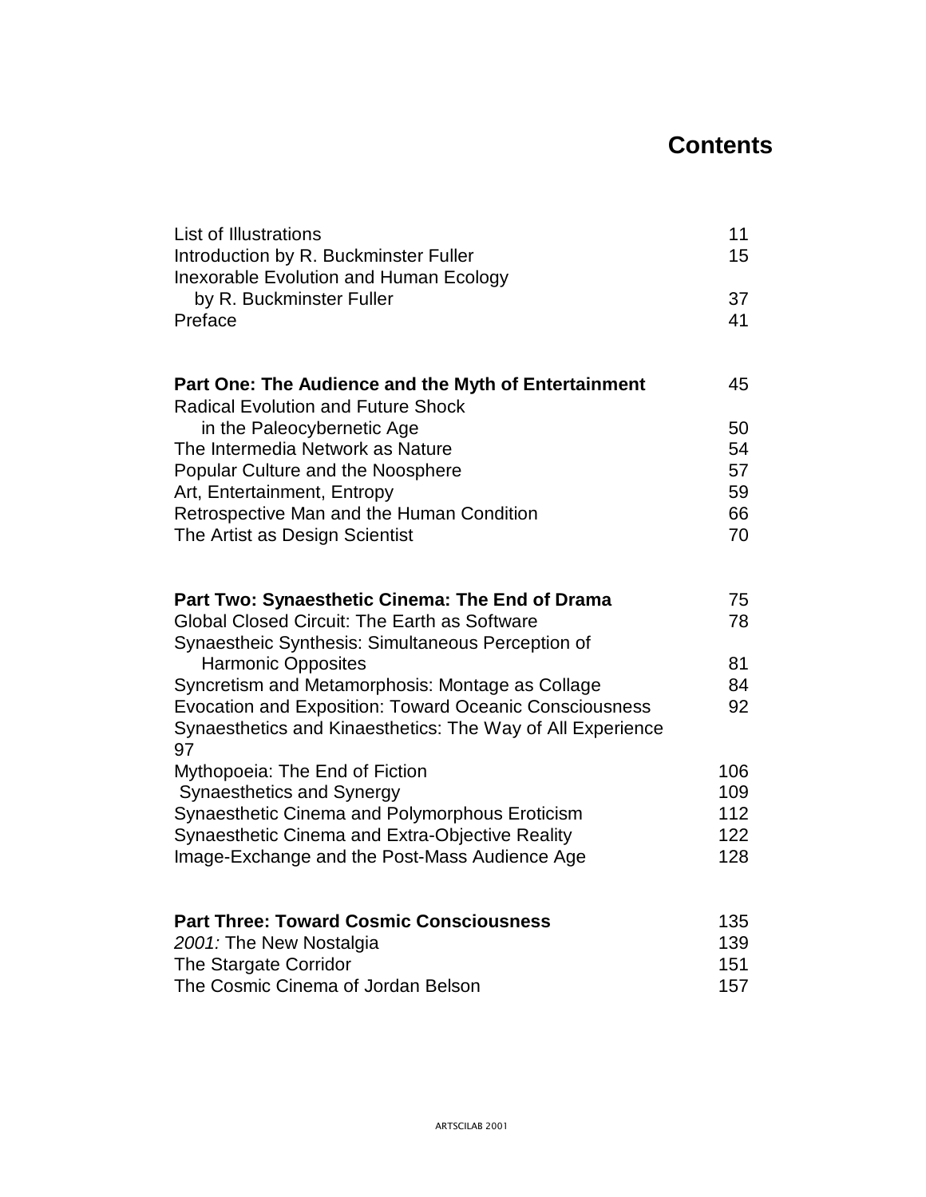# Contents

| | |
|---|---|
| List of Illustrations | 11 |
| Introduction by R. Buckminster Fuller | 15 |
| Inexorable Evolution and Human Ecology by R. Buckminster Fuller | 37 |
| Preface | 41 |
| **Part One: The Audience and the Myth of Entertainment** | 45 |
| Radical Evolution and Future Shock in the Paleocybernetic Age | 50 |
| The Intermedia Network as Nature | 54 |
| Popular Culture and the Noosphere | 57 |
| Art, Entertainment, Entropy | 59 |
| Retrospective Man and the Human Condition | 66 |
| The Artist as Design Scientist | 70 |
| **Part Two: Synaesthetic Cinema: The End of Drama** | 75 |
| Global Closed Circuit: The Earth as Software | 78 |
| Synaestheic Synthesis: Simultaneous Perception of Harmonic Opposites | 81 |
| Syncretism and Metamorphosis: Montage as Collage | 84 |
| Evocation and Exposition: Toward Oceanic Consciousness | 92 |
| Synaesthetics and Kinaesthetics: The Way of All Experience | 97 |
| Mythopoeia: The End of Fiction | 106 |
| Synaesthetics and Synergy | 109 |
| Synaesthetic Cinema and Polymorphous Eroticism | 112 |
| Synaesthetic Cinema and Extra-Objective Reality | 122 |
| Image-Exchange and the Post-Mass Audience Age | 128 |
| **Part Three: Toward Cosmic Consciousness** | 135 |
| *2001:* The New Nostalgia | 139 |
| The Stargate Corridor | 151 |
| The Cosmic Cinema of Jordan Belson | 157 |

ARTSCILAB 2001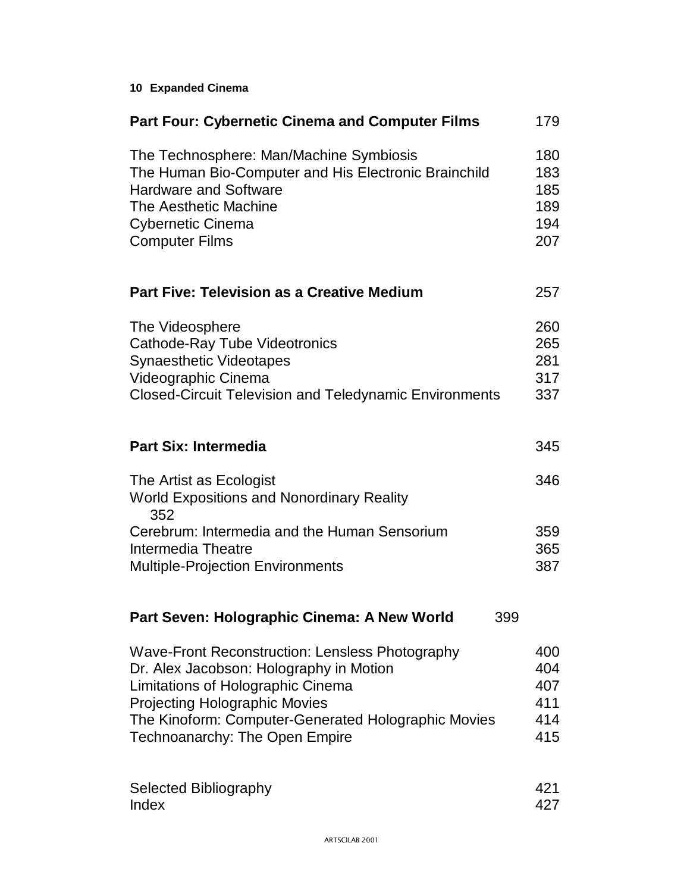**Part Four: Cybernetic Cinema and Computer Films** 179

The Technosphere: Man/Machine Symbiosis 180
The Human Bio-Computer and His Electronic Brainchild 183
Hardware and Software 185
The Aesthetic Machine 189
Cybernetic Cinema 194
Computer Films 207

**Part Five: Television as a Creative Medium** 257

The Videosphere 260
Cathode-Ray Tube Videotronics 265
Synaesthetic Videotapes 281
Videographic Cinema 317
Closed-Circuit Television and Teledynamic Environments 337

**Part Six: Intermedia** 345

The Artist as Ecologist 346
World Expositions and Nonordinary Reality 352
Cerebrum: Intermedia and the Human Sensorium 359
Intermedia Theatre 365
Multiple-Projection Environments 387

**Part Seven: Holographic Cinema: A New World** 399

Wave-Front Reconstruction: Lensless Photography 400
Dr. Alex Jacobson: Holography in Motion 404
Limitations of Holographic Cinema 407
Projecting Holographic Movies 411
The Kinoform: Computer-Generated Holographic Movies 414
Technoanarchy: The Open Empire 415

Selected Bibliography 421
Index 427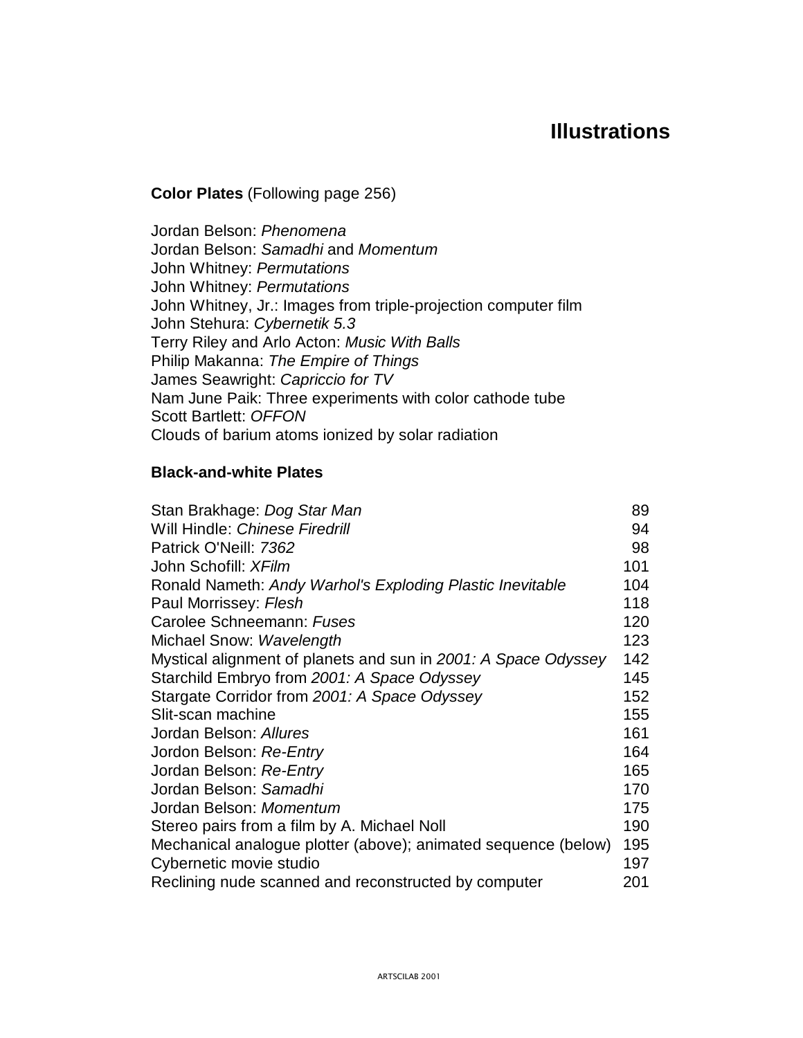# Illustrations

**Color Plates** (Following page 256)

Jordan Belson: *Phenomena*
Jordan Belson: *Samadhi* and *Momentum*
John Whitney: *Permutations*
John Whitney: *Permutations*
John Whitney, Jr.: Images from triple-projection computer film
John Stehura: *Cybernetik 5.3*
Terry Riley and Arlo Acton: *Music With Balls*
Philip Makanna: *The Empire of Things*
James Seawright: *Capriccio for TV*
Nam June Paik: Three experiments with color cathode tube
Scott Bartlett: *OFFON*
Clouds of barium atoms ionized by solar radiation

**Black-and-white Plates**

| | |
|---|---|
| Stan Brakhage: *Dog Star Man* | 89 |
| Will Hindle: *Chinese Firedrill* | 94 |
| Patrick O'Neill: *7362* | 98 |
| John Schofill: *XFilm* | 101 |
| Ronald Nameth: *Andy Warhol's Exploding Plastic Inevitable* | 104 |
| Paul Morrissey: *Flesh* | 118 |
| Carolee Schneemann: *Fuses* | 120 |
| Michael Snow: *Wavelength* | 123 |
| Mystical alignment of planets and sun in *2001: A Space Odyssey* | 142 |
| Starchild Embryo from *2001: A Space Odyssey* | 145 |
| Stargate Corridor from *2001: A Space Odyssey* | 152 |
| Slit-scan machine | 155 |
| Jordan Belson: *Allures* | 161 |
| Jordon Belson: *Re-Entry* | 164 |
| Jordan Belson: *Re-Entry* | 165 |
| Jordan Belson: *Samadhi* | 170 |
| Jordan Belson: *Momentum* | 175 |
| Stereo pairs from a film by A. Michael Noll | 190 |
| Mechanical analogue plotter (above); animated sequence (below) | 195 |
| Cybernetic movie studio | 197 |
| Reclining nude scanned and reconstructed by computer | 201 |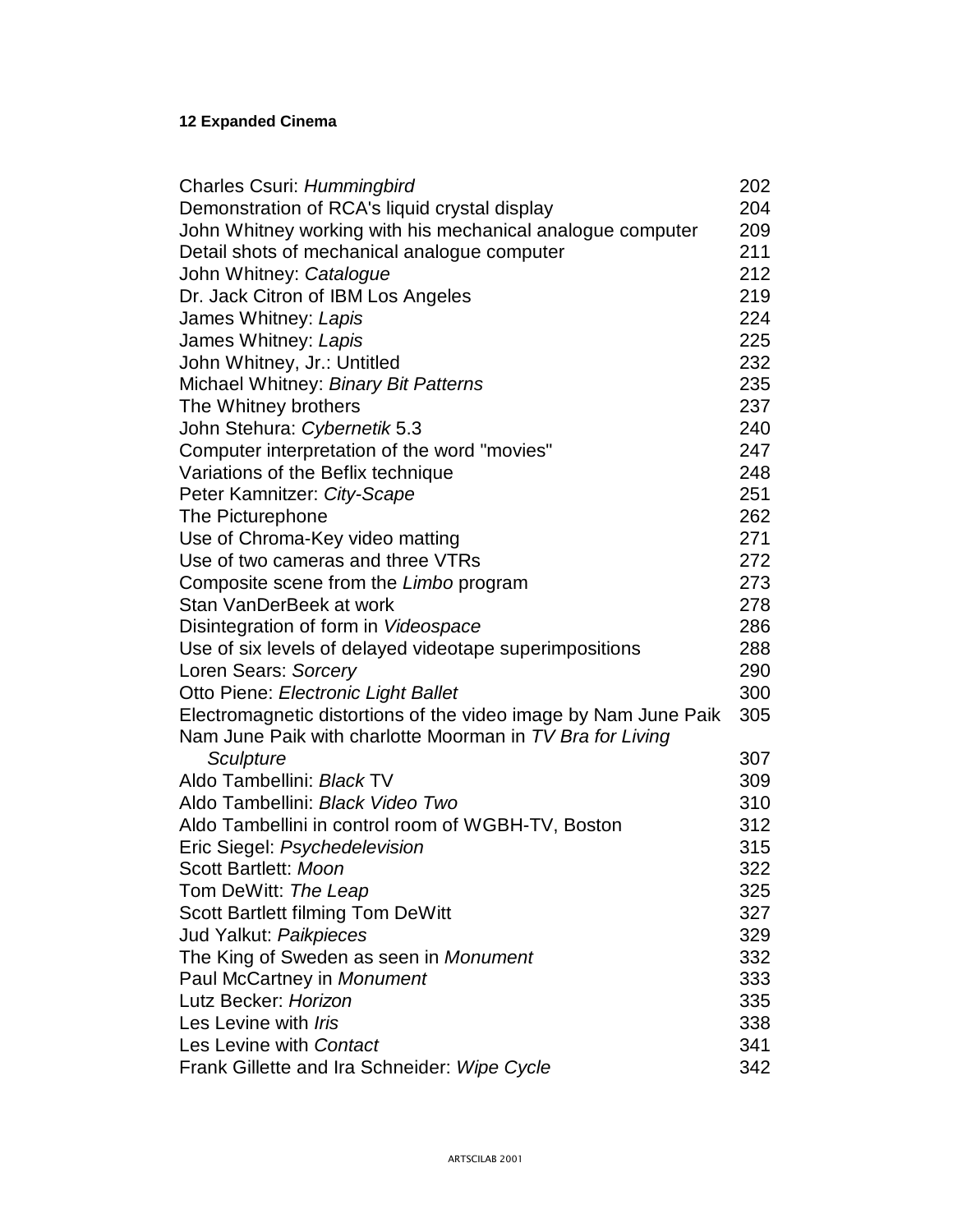| | |
|---|---|
| Charles Csuri: *Hummingbird* | 202 |
| Demonstration of RCA's liquid crystal display | 204 |
| John Whitney working with his mechanical analogue computer | 209 |
| Detail shots of mechanical analogue computer | 211 |
| John Whitney: *Catalogue* | 212 |
| Dr. Jack Citron of IBM Los Angeles | 219 |
| James Whitney: *Lapis* | 224 |
| James Whitney: *Lapis* | 225 |
| John Whitney, Jr.: Untitled | 232 |
| Michael Whitney: *Binary Bit Patterns* | 235 |
| The Whitney brothers | 237 |
| John Stehura: *Cybernetik* 5.3 | 240 |
| Computer interpretation of the word "movies" | 247 |
| Variations of the Beflix technique | 248 |
| Peter Kamnitzer: *City-Scape* | 251 |
| The Picturephone | 262 |
| Use of Chroma-Key video matting | 271 |
| Use of two cameras and three VTRs | 272 |
| Composite scene from the *Limbo* program | 273 |
| Stan VanDerBeek at work | 278 |
| Disintegration of form in *Videospace* | 286 |
| Use of six levels of delayed videotape superimpositions | 288 |
| Loren Sears: *Sorcery* | 290 |
| Otto Piene: *Electronic Light Ballet* | 300 |
| Electromagnetic distortions of the video image by Nam June Paik | 305 |
| Nam June Paik with charlotte Moorman in *TV Bra for Living Sculpture* | 307 |
| Aldo Tambellini: *Black* TV | 309 |
| Aldo Tambellini: *Black Video Two* | 310 |
| Aldo Tambellini in control room of WGBH-TV, Boston | 312 |
| Eric Siegel: *Psychedelevision* | 315 |
| Scott Bartlett: *Moon* | 322 |
| Tom DeWitt: *The Leap* | 325 |
| Scott Bartlett filming Tom DeWitt | 327 |
| Jud Yalkut: *Paikpieces* | 329 |
| The King of Sweden as seen in *Monument* | 332 |
| Paul McCartney in *Monument* | 333 |
| Lutz Becker: *Horizon* | 335 |
| Les Levine with *Iris* | 338 |
| Les Levine with *Contact* | 341 |
| Frank Gillette and Ira Schneider: *Wipe Cycle* | 342 |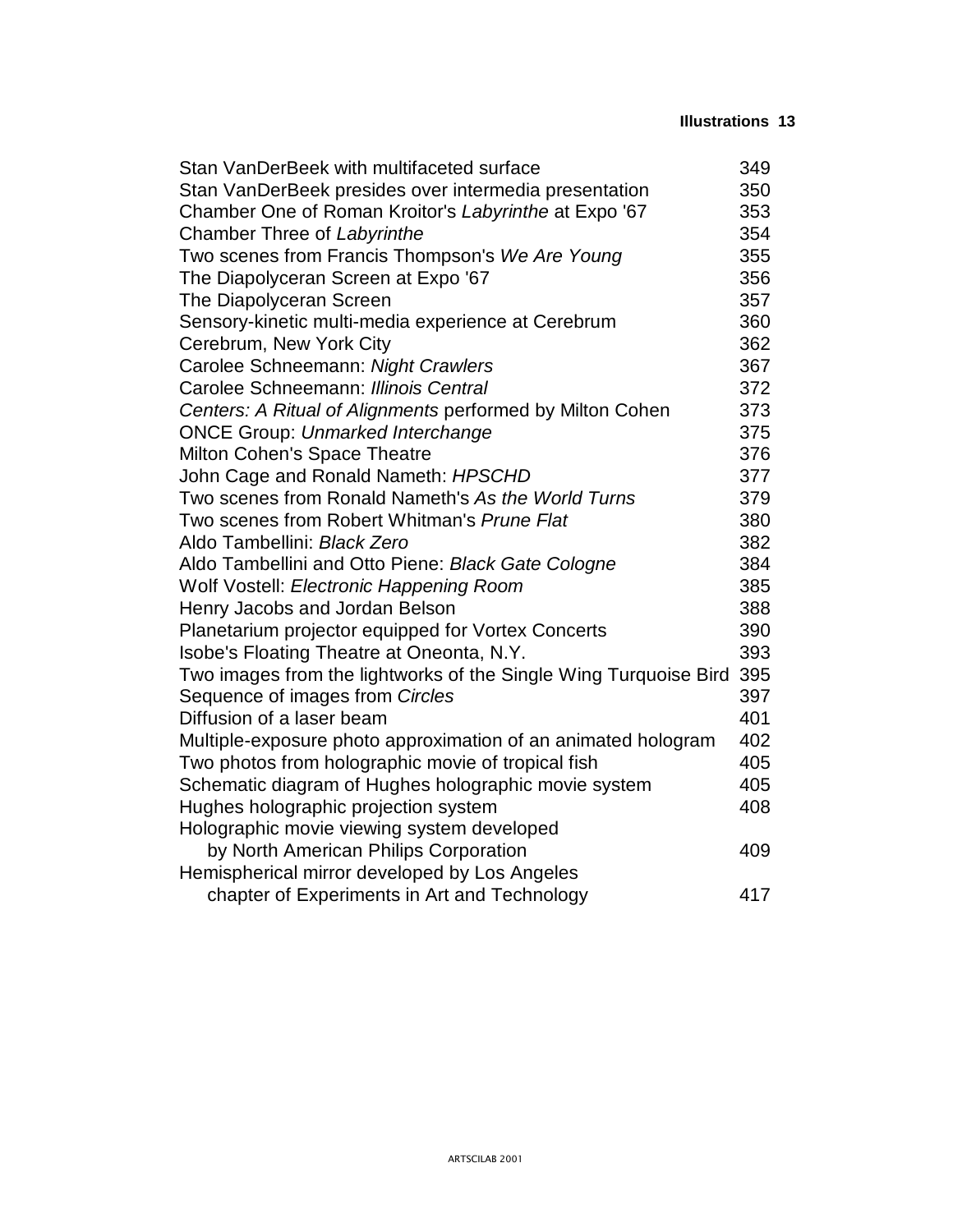| | |
|---|---|
| Stan VanDerBeek with multifaceted surface | 349 |
| Stan VanDerBeek presides over intermedia presentation | 350 |
| Chamber One of Roman Kroitor's *Labyrinthe* at Expo '67 | 353 |
| Chamber Three of *Labyrinthe* | 354 |
| Two scenes from Francis Thompson's *We Are Young* | 355 |
| The Diapolyceran Screen at Expo '67 | 356 |
| The Diapolyceran Screen | 357 |
| Sensory-kinetic multi-media experience at Cerebrum | 360 |
| Cerebrum, New York City | 362 |
| Carolee Schneemann: *Night Crawlers* | 367 |
| Carolee Schneemann: *Illinois Central* | 372 |
| *Centers: A Ritual of Alignments* performed by Milton Cohen | 373 |
| ONCE Group: *Unmarked Interchange* | 375 |
| Milton Cohen's Space Theatre | 376 |
| John Cage and Ronald Nameth: *HPSCHD* | 377 |
| Two scenes from Ronald Nameth's *As the World Turns* | 379 |
| Two scenes from Robert Whitman's *Prune Flat* | 380 |
| Aldo Tambellini: *Black Zero* | 382 |
| Aldo Tambellini and Otto Piene: *Black Gate Cologne* | 384 |
| Wolf Vostell: *Electronic Happening Room* | 385 |
| Henry Jacobs and Jordan Belson | 388 |
| Planetarium projector equipped for Vortex Concerts | 390 |
| Isobe's Floating Theatre at Oneonta, N.Y. | 393 |
| Two images from the lightworks of the Single Wing Turquoise Bird | 395 |
| Sequence of images from *Circles* | 397 |
| Diffusion of a laser beam | 401 |
| Multiple-exposure photo approximation of an animated hologram | 402 |
| Two photos from holographic movie of tropical fish | 405 |
| Schematic diagram of Hughes holographic movie system | 405 |
| Hughes holographic projection system | 408 |
| Holographic movie viewing system developed by North American Philips Corporation | 409 |
| Hemispherical mirror developed by Los Angeles chapter of Experiments in Art and Technology | 417 |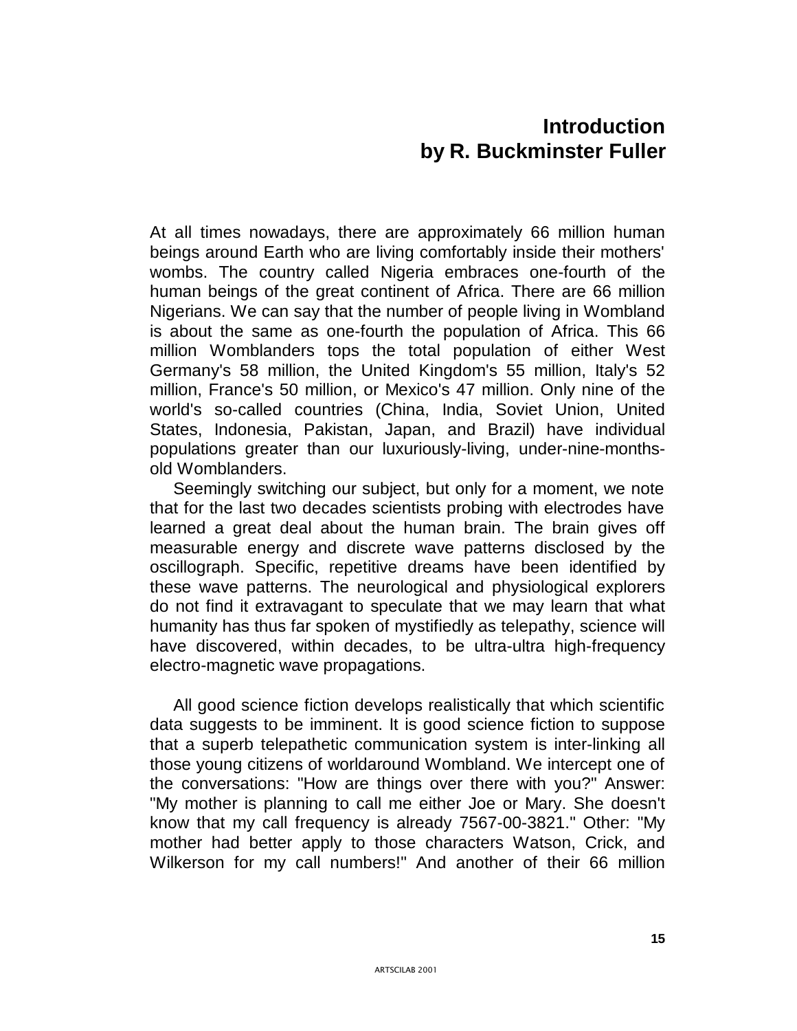# Introduction
# by R. Buckminster Fuller

At all times nowadays, there are approximately 66 million human beings around Earth who are living comfortably inside their mothers' wombs. The country called Nigeria embraces one-fourth of the human beings of the great continent of Africa. There are 66 million Nigerians. We can say that the number of people living in Wombland is about the same as one-fourth the population of Africa. This 66 million Womblanders tops the total population of either West Germany's 58 million, the United Kingdom's 55 million, Italy's 52 million, France's 50 million, or Mexico's 47 million. Only nine of the world's so-called countries (China, India, Soviet Union, United States, Indonesia, Pakistan, Japan, and Brazil) have individual populations greater than our luxuriously-living, under-nine-months-old Womblanders.

Seemingly switching our subject, but only for a moment, we note that for the last two decades scientists probing with electrodes have learned a great deal about the human brain. The brain gives off measurable energy and discrete wave patterns disclosed by the oscillograph. Specific, repetitive dreams have been identified by these wave patterns. The neurological and physiological explorers do not find it extravagant to speculate that we may learn that what humanity has thus far spoken of mystifiedly as telepathy, science will have discovered, within decades, to be ultra-ultra high-frequency electro-magnetic wave propagations.

All good science fiction develops realistically that which scientific data suggests to be imminent. It is good science fiction to suppose that a superb telepathetic communication system is inter-linking all those young citizens of worldaround Wombland. We intercept one of the conversations: "How are things over there with you?" Answer: "My mother is planning to call me either Joe or Mary. She doesn't know that my call frequency is already 7567-00-3821." Other: "My mother had better apply to those characters Watson, Crick, and Wilkerson for my call numbers!" And another of their 66 million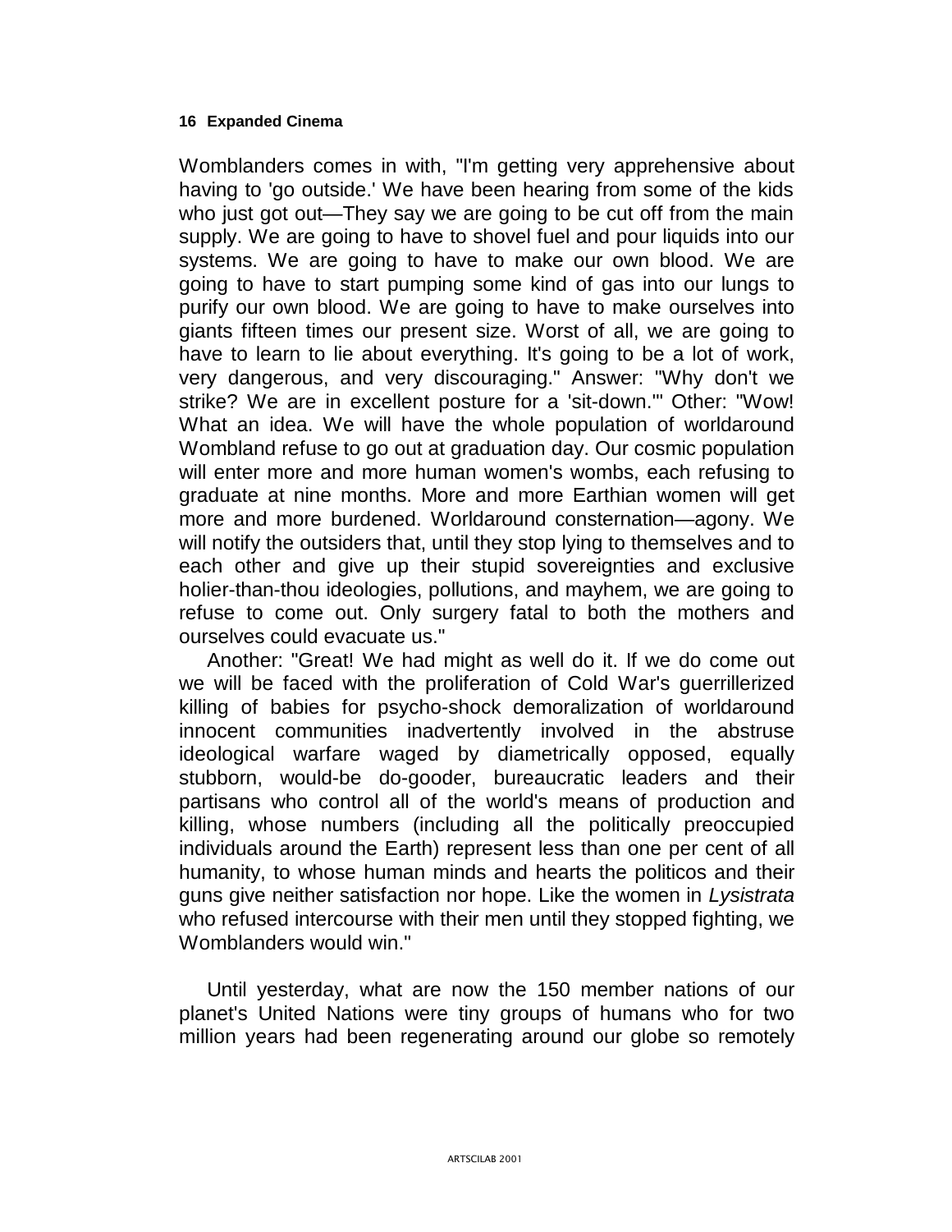Womblanders comes in with, "I'm getting very apprehensive about having to 'go outside.' We have been hearing from some of the kids who just got out—They say we are going to be cut off from the main supply. We are going to have to shovel fuel and pour liquids into our systems. We are going to have to make our own blood. We are going to have to start pumping some kind of gas into our lungs to purify our own blood. We are going to have to make ourselves into giants fifteen times our present size. Worst of all, we are going to have to learn to lie about everything. It's going to be a lot of work, very dangerous, and very discouraging." Answer: "Why don't we strike? We are in excellent posture for a 'sit-down.'" Other: "Wow! What an idea. We will have the whole population of worldaround Wombland refuse to go out at graduation day. Our cosmic population will enter more and more human women's wombs, each refusing to graduate at nine months. More and more Earthian women will get more and more burdened. Worldaround consternation—agony. We will notify the outsiders that, until they stop lying to themselves and to each other and give up their stupid sovereignties and exclusive holier-than-thou ideologies, pollutions, and mayhem, we are going to refuse to come out. Only surgery fatal to both the mothers and ourselves could evacuate us."

Another: "Great! We had might as well do it. If we do come out we will be faced with the proliferation of Cold War's guerrillerized killing of babies for psycho-shock demoralization of worldaround innocent communities inadvertently involved in the abstruse ideological warfare waged by diametrically opposed, equally stubborn, would-be do-gooder, bureaucratic leaders and their partisans who control all of the world's means of production and killing, whose numbers (including all the politically preoccupied individuals around the Earth) represent less than one per cent of all humanity, to whose human minds and hearts the politicos and their guns give neither satisfaction nor hope. Like the women in *Lysistrata* who refused intercourse with their men until they stopped fighting, we Womblanders would win."

Until yesterday, what are now the 150 member nations of our planet's United Nations were tiny groups of humans who for two million years had been regenerating around our globe so remotely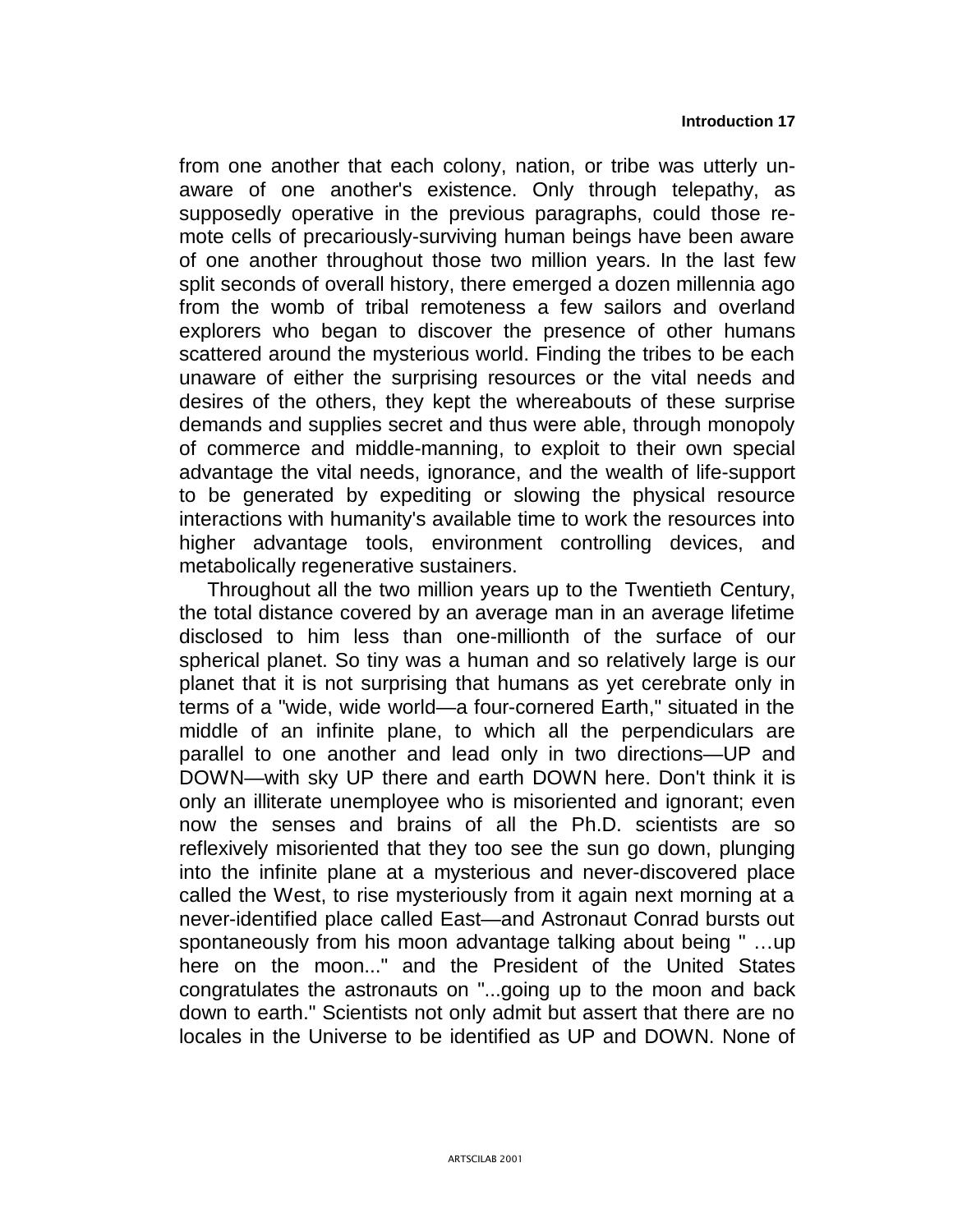from one another that each colony, nation, or tribe was utterly unaware of one another's existence. Only through telepathy, as supposedly operative in the previous paragraphs, could those remote cells of precariously-surviving human beings have been aware of one another throughout those two million years. In the last few split seconds of overall history, there emerged a dozen millennia ago from the womb of tribal remoteness a few sailors and overland explorers who began to discover the presence of other humans scattered around the mysterious world. Finding the tribes to be each unaware of either the surprising resources or the vital needs and desires of the others, they kept the whereabouts of these surprise demands and supplies secret and thus were able, through monopoly of commerce and middle-manning, to exploit to their own special advantage the vital needs, ignorance, and the wealth of life-support to be generated by expediting or slowing the physical resource interactions with humanity's available time to work the resources into higher advantage tools, environment controlling devices, and metabolically regenerative sustainers.

Throughout all the two million years up to the Twentieth Century, the total distance covered by an average man in an average lifetime disclosed to him less than one-millionth of the surface of our spherical planet. So tiny was a human and so relatively large is our planet that it is not surprising that humans as yet cerebrate only in terms of a "wide, wide world—a four-cornered Earth," situated in the middle of an infinite plane, to which all the perpendiculars are parallel to one another and lead only in two directions—UP and DOWN—with sky UP there and earth DOWN here. Don't think it is only an illiterate unemployee who is misoriented and ignorant; even now the senses and brains of all the Ph.D. scientists are so reflexively misoriented that they too see the sun go down, plunging into the infinite plane at a mysterious and never-discovered place called the West, to rise mysteriously from it again next morning at a never-identified place called East—and Astronaut Conrad bursts out spontaneously from his moon advantage talking about being " …up here on the moon..." and the President of the United States congratulates the astronauts on "...going up to the moon and back down to earth." Scientists not only admit but assert that there are no locales in the Universe to be identified as UP and DOWN. None of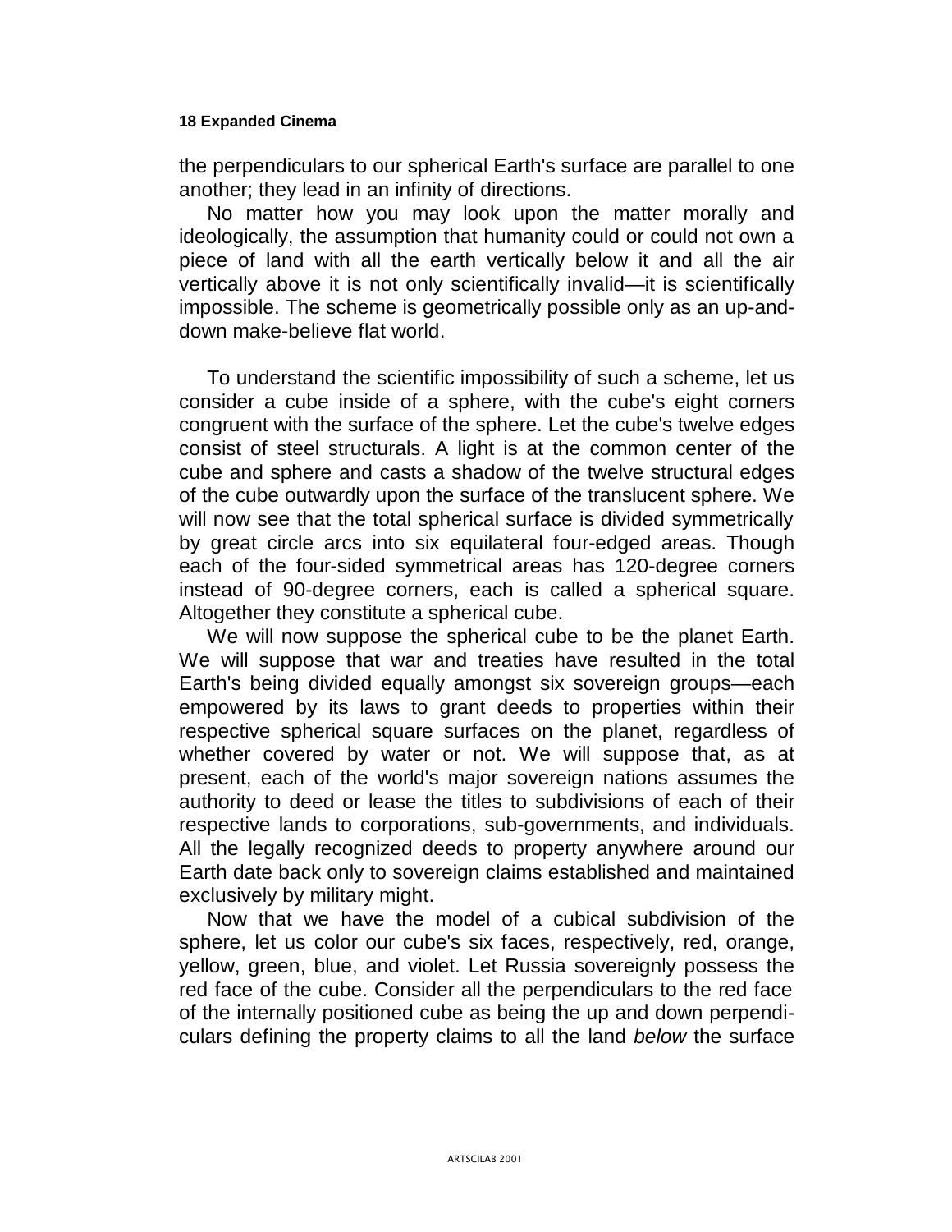the perpendiculars to our spherical Earth's surface are parallel to one another; they lead in an infinity of directions.

No matter how you may look upon the matter morally and ideologically, the assumption that humanity could or could not own a piece of land with all the earth vertically below it and all the air vertically above it is not only scientifically invalid—it is scientifically impossible. The scheme is geometrically possible only as an up-and-down make-believe flat world.

To understand the scientific impossibility of such a scheme, let us consider a cube inside of a sphere, with the cube's eight corners congruent with the surface of the sphere. Let the cube's twelve edges consist of steel structurals. A light is at the common center of the cube and sphere and casts a shadow of the twelve structural edges of the cube outwardly upon the surface of the translucent sphere. We will now see that the total spherical surface is divided symmetrically by great circle arcs into six equilateral four-edged areas. Though each of the four-sided symmetrical areas has 120-degree corners instead of 90-degree corners, each is called a spherical square. Altogether they constitute a spherical cube.

We will now suppose the spherical cube to be the planet Earth. We will suppose that war and treaties have resulted in the total Earth's being divided equally amongst six sovereign groups—each empowered by its laws to grant deeds to properties within their respective spherical square surfaces on the planet, regardless of whether covered by water or not. We will suppose that, as at present, each of the world's major sovereign nations assumes the authority to deed or lease the titles to subdivisions of each of their respective lands to corporations, sub-governments, and individuals. All the legally recognized deeds to property anywhere around our Earth date back only to sovereign claims established and maintained exclusively by military might.

Now that we have the model of a cubical subdivision of the sphere, let us color our cube's six faces, respectively, red, orange, yellow, green, blue, and violet. Let Russia sovereignly possess the red face of the cube. Consider all the perpendiculars to the red face of the internally positioned cube as being the up and down perpendiculars defining the property claims to all the land *below* the surface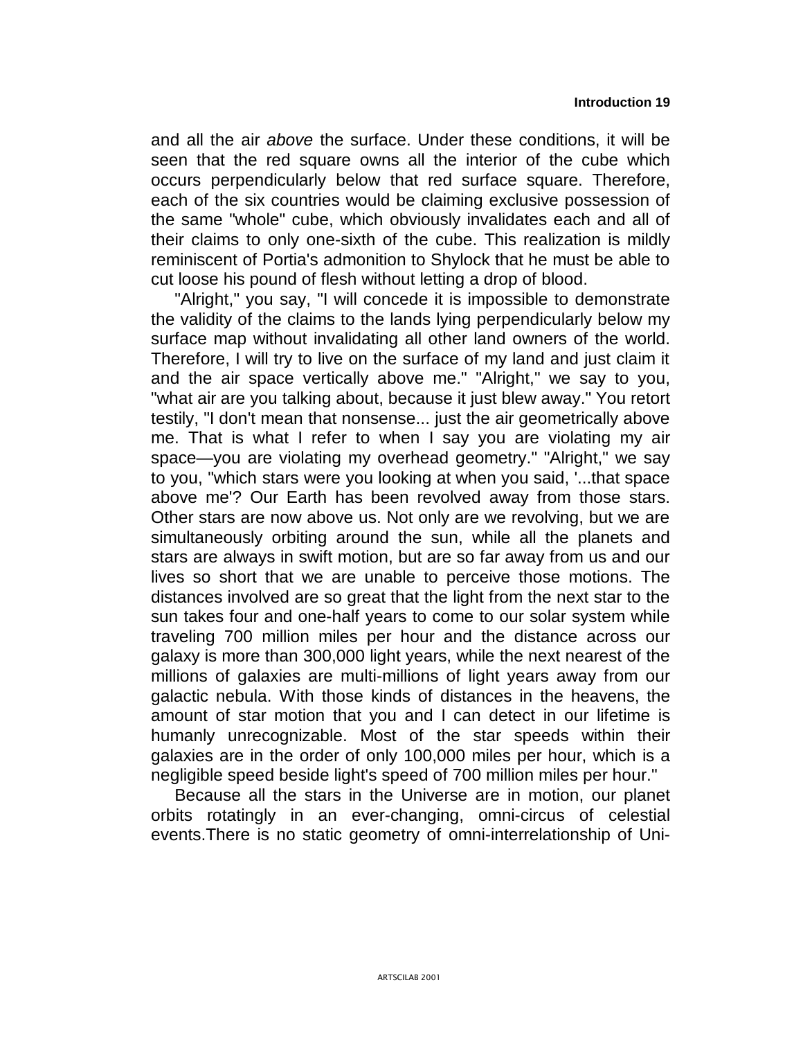and all the air *above* the surface. Under these conditions, it will be seen that the red square owns all the interior of the cube which occurs perpendicularly below that red surface square. Therefore, each of the six countries would be claiming exclusive possession of the same "whole" cube, which obviously invalidates each and all of their claims to only one-sixth of the cube. This realization is mildly reminiscent of Portia's admonition to Shylock that he must be able to cut loose his pound of flesh without letting a drop of blood.

"Alright," you say, "I will concede it is impossible to demonstrate the validity of the claims to the lands lying perpendicularly below my surface map without invalidating all other land owners of the world. Therefore, I will try to live on the surface of my land and just claim it and the air space vertically above me." "Alright," we say to you, "what air are you talking about, because it just blew away." You retort testily, "I don't mean that nonsense... just the air geometrically above me. That is what I refer to when I say you are violating my air space—you are violating my overhead geometry." "Alright," we say to you, "which stars were you looking at when you said, '...that space above me'? Our Earth has been revolved away from those stars. Other stars are now above us. Not only are we revolving, but we are simultaneously orbiting around the sun, while all the planets and stars are always in swift motion, but are so far away from us and our lives so short that we are unable to perceive those motions. The distances involved are so great that the light from the next star to the sun takes four and one-half years to come to our solar system while traveling 700 million miles per hour and the distance across our galaxy is more than 300,000 light years, while the next nearest of the millions of galaxies are multi-millions of light years away from our galactic nebula. With those kinds of distances in the heavens, the amount of star motion that you and I can detect in our lifetime is humanly unrecognizable. Most of the star speeds within their galaxies are in the order of only 100,000 miles per hour, which is a negligible speed beside light's speed of 700 million miles per hour."

Because all the stars in the Universe are in motion, our planet orbits rotatingly in an ever-changing, omni-circus of celestial events.There is no static geometry of omni-interrelationship of Uni-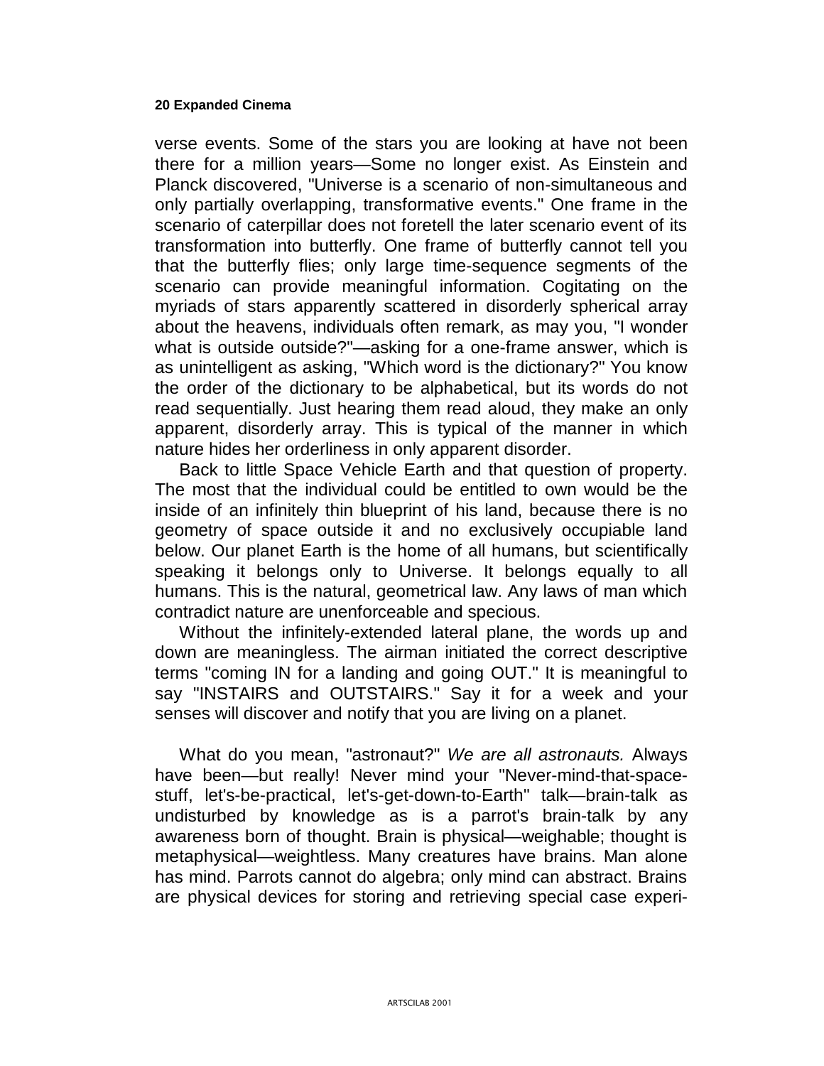verse events. Some of the stars you are looking at have not been there for a million years—Some no longer exist. As Einstein and Planck discovered, "Universe is a scenario of non-simultaneous and only partially overlapping, transformative events." One frame in the scenario of caterpillar does not foretell the later scenario event of its transformation into butterfly. One frame of butterfly cannot tell you that the butterfly flies; only large time-sequence segments of the scenario can provide meaningful information. Cogitating on the myriads of stars apparently scattered in disorderly spherical array about the heavens, individuals often remark, as may you, "I wonder what is outside outside?"—asking for a one-frame answer, which is as unintelligent as asking, "Which word is the dictionary?" You know the order of the dictionary to be alphabetical, but its words do not read sequentially. Just hearing them read aloud, they make an only apparent, disorderly array. This is typical of the manner in which nature hides her orderliness in only apparent disorder.

Back to little Space Vehicle Earth and that question of property. The most that the individual could be entitled to own would be the inside of an infinitely thin blueprint of his land, because there is no geometry of space outside it and no exclusively occupiable land below. Our planet Earth is the home of all humans, but scientifically speaking it belongs only to Universe. It belongs equally to all humans. This is the natural, geometrical law. Any laws of man which contradict nature are unenforceable and specious.

Without the infinitely-extended lateral plane, the words up and down are meaningless. The airman initiated the correct descriptive terms "coming IN for a landing and going OUT." It is meaningful to say "INSTAIRS and OUTSTAIRS." Say it for a week and your senses will discover and notify that you are living on a planet.

What do you mean, "astronaut?" *We are all astronauts.* Always have been—but really! Never mind your "Never-mind-that-space-stuff, let's-be-practical, let's-get-down-to-Earth" talk—brain-talk as undisturbed by knowledge as is a parrot's brain-talk by any awareness born of thought. Brain is physical—weighable; thought is metaphysical—weightless. Many creatures have brains. Man alone has mind. Parrots cannot do algebra; only mind can abstract. Brains are physical devices for storing and retrieving special case experi-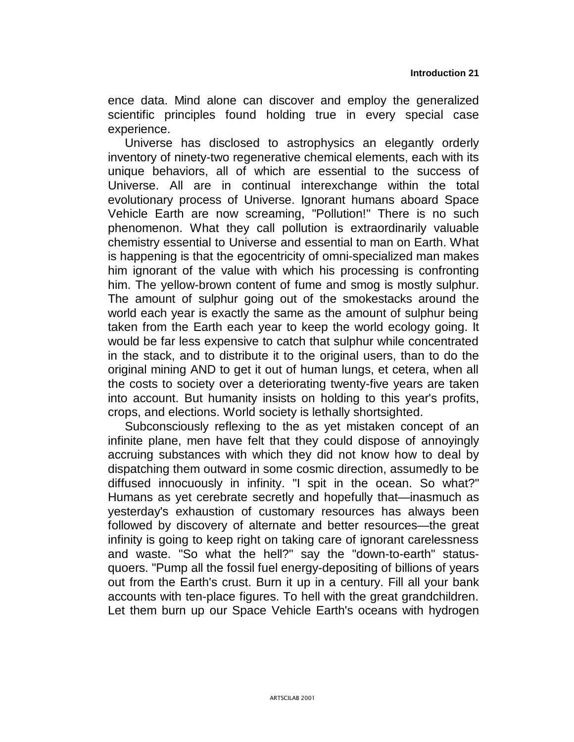ence data. Mind alone can discover and employ the generalized scientific principles found holding true in every special case experience.

Universe has disclosed to astrophysics an elegantly orderly inventory of ninety-two regenerative chemical elements, each with its unique behaviors, all of which are essential to the success of Universe. All are in continual interexchange within the total evolutionary process of Universe. Ignorant humans aboard Space Vehicle Earth are now screaming, "Pollution!" There is no such phenomenon. What they call pollution is extraordinarily valuable chemistry essential to Universe and essential to man on Earth. What is happening is that the egocentricity of omni-specialized man makes him ignorant of the value with which his processing is confronting him. The yellow-brown content of fume and smog is mostly sulphur. The amount of sulphur going out of the smokestacks around the world each year is exactly the same as the amount of sulphur being taken from the Earth each year to keep the world ecology going. It would be far less expensive to catch that sulphur while concentrated in the stack, and to distribute it to the original users, than to do the original mining AND to get it out of human lungs, et cetera, when all the costs to society over a deteriorating twenty-five years are taken into account. But humanity insists on holding to this year's profits, crops, and elections. World society is lethally shortsighted.

Subconsciously reflexing to the as yet mistaken concept of an infinite plane, men have felt that they could dispose of annoyingly accruing substances with which they did not know how to deal by dispatching them outward in some cosmic direction, assumedly to be diffused innocuously in infinity. "I spit in the ocean. So what?" Humans as yet cerebrate secretly and hopefully that—inasmuch as yesterday's exhaustion of customary resources has always been followed by discovery of alternate and better resources—the great infinity is going to keep right on taking care of ignorant carelessness and waste. "So what the hell?" say the "down-to-earth" status-quoers. "Pump all the fossil fuel energy-depositing of billions of years out from the Earth's crust. Burn it up in a century. Fill all your bank accounts with ten-place figures. To hell with the great grandchildren. Let them burn up our Space Vehicle Earth's oceans with hydrogen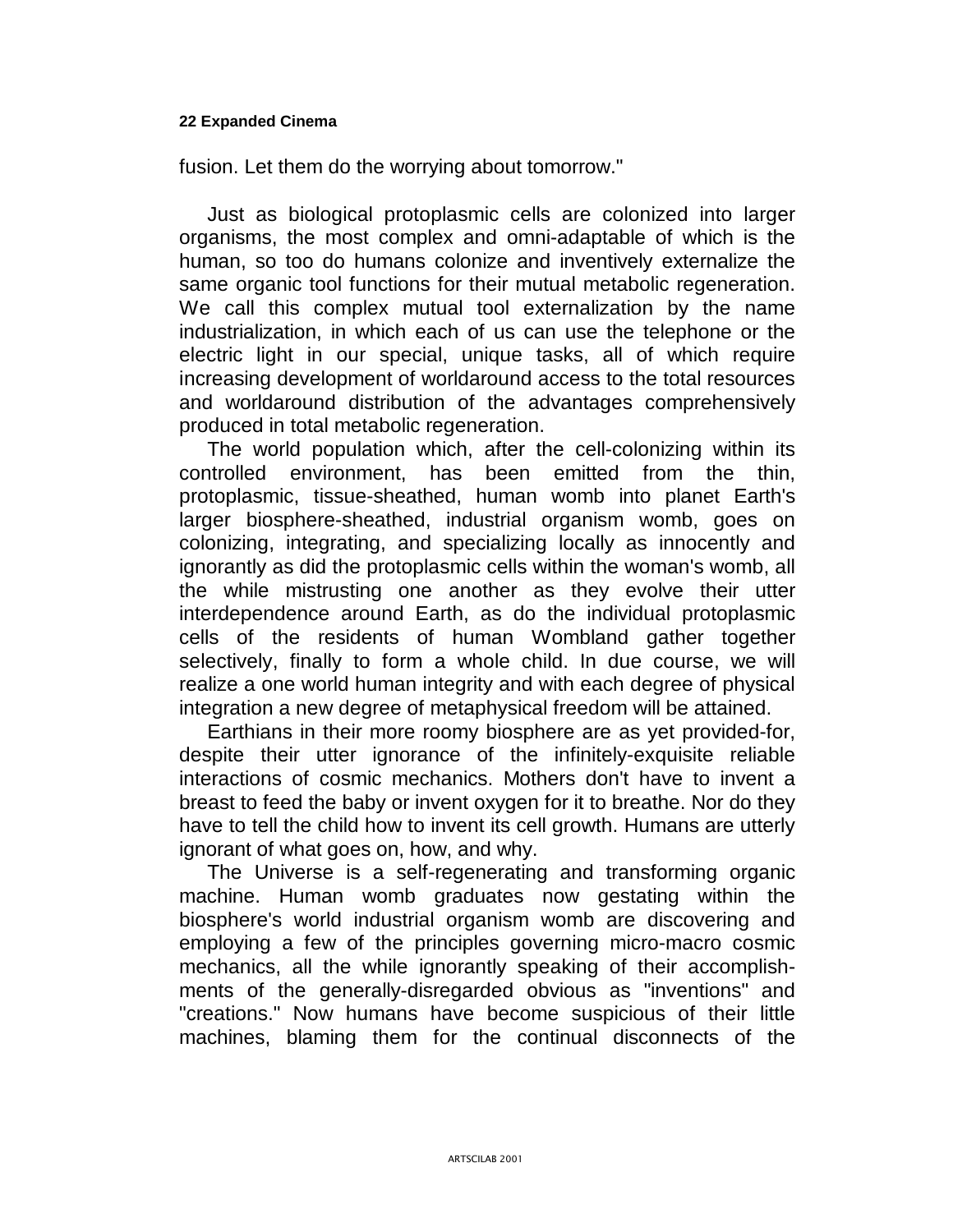fusion. Let them do the worrying about tomorrow."

Just as biological protoplasmic cells are colonized into larger organisms, the most complex and omni-adaptable of which is the human, so too do humans colonize and inventively externalize the same organic tool functions for their mutual metabolic regeneration. We call this complex mutual tool externalization by the name industrialization, in which each of us can use the telephone or the electric light in our special, unique tasks, all of which require increasing development of worldaround access to the total resources and worldaround distribution of the advantages comprehensively produced in total metabolic regeneration.

The world population which, after the cell-colonizing within its controlled environment, has been emitted from the thin, protoplasmic, tissue-sheathed, human womb into planet Earth's larger biosphere-sheathed, industrial organism womb, goes on colonizing, integrating, and specializing locally as innocently and ignorantly as did the protoplasmic cells within the woman's womb, all the while mistrusting one another as they evolve their utter interdependence around Earth, as do the individual protoplasmic cells of the residents of human Wombland gather together selectively, finally to form a whole child. In due course, we will realize a one world human integrity and with each degree of physical integration a new degree of metaphysical freedom will be attained.

Earthians in their more roomy biosphere are as yet provided-for, despite their utter ignorance of the infinitely-exquisite reliable interactions of cosmic mechanics. Mothers don't have to invent a breast to feed the baby or invent oxygen for it to breathe. Nor do they have to tell the child how to invent its cell growth. Humans are utterly ignorant of what goes on, how, and why.

The Universe is a self-regenerating and transforming organic machine. Human womb graduates now gestating within the biosphere's world industrial organism womb are discovering and employing a few of the principles governing micro-macro cosmic mechanics, all the while ignorantly speaking of their accomplishments of the generally-disregarded obvious as "inventions" and "creations." Now humans have become suspicious of their little machines, blaming them for the continual disconnects of the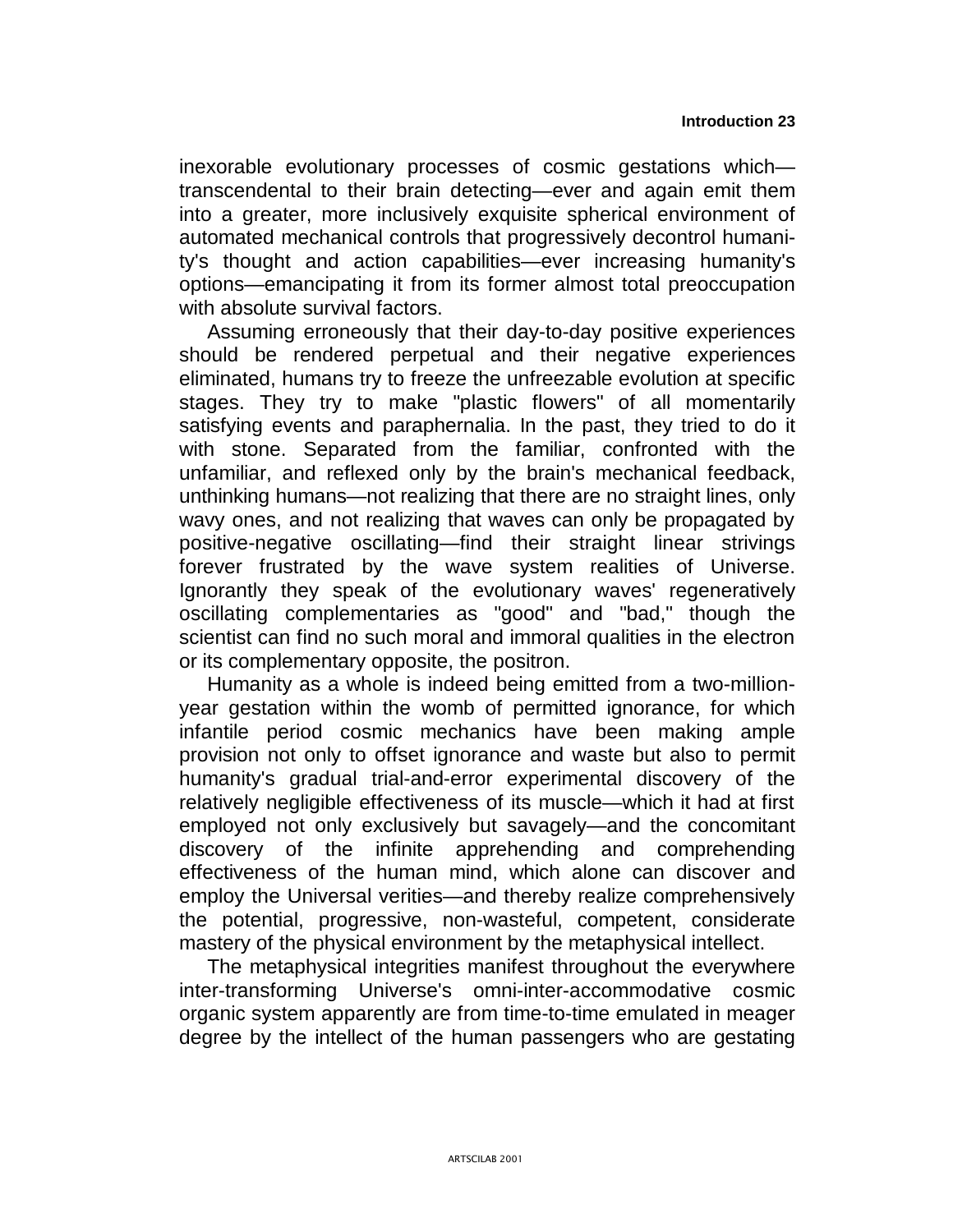inexorable evolutionary processes of cosmic gestations which—transcendental to their brain detecting—ever and again emit them into a greater, more inclusively exquisite spherical environment of automated mechanical controls that progressively decontrol humanity's thought and action capabilities—ever increasing humanity's options—emancipating it from its former almost total preoccupation with absolute survival factors.

Assuming erroneously that their day-to-day positive experiences should be rendered perpetual and their negative experiences eliminated, humans try to freeze the unfreezable evolution at specific stages. They try to make "plastic flowers" of all momentarily satisfying events and paraphernalia. In the past, they tried to do it with stone. Separated from the familiar, confronted with the unfamiliar, and reflexed only by the brain's mechanical feedback, unthinking humans—not realizing that there are no straight lines, only wavy ones, and not realizing that waves can only be propagated by positive-negative oscillating—find their straight linear strivings forever frustrated by the wave system realities of Universe. Ignorantly they speak of the evolutionary waves' regeneratively oscillating complementaries as "good" and "bad," though the scientist can find no such moral and immoral qualities in the electron or its complementary opposite, the positron.

Humanity as a whole is indeed being emitted from a two-million-year gestation within the womb of permitted ignorance, for which infantile period cosmic mechanics have been making ample provision not only to offset ignorance and waste but also to permit humanity's gradual trial-and-error experimental discovery of the relatively negligible effectiveness of its muscle—which it had at first employed not only exclusively but savagely—and the concomitant discovery of the infinite apprehending and comprehending effectiveness of the human mind, which alone can discover and employ the Universal verities—and thereby realize comprehensively the potential, progressive, non-wasteful, competent, considerate mastery of the physical environment by the metaphysical intellect.

The metaphysical integrities manifest throughout the everywhere inter-transforming Universe's omni-inter-accommodative cosmic organic system apparently are from time-to-time emulated in meager degree by the intellect of the human passengers who are gestating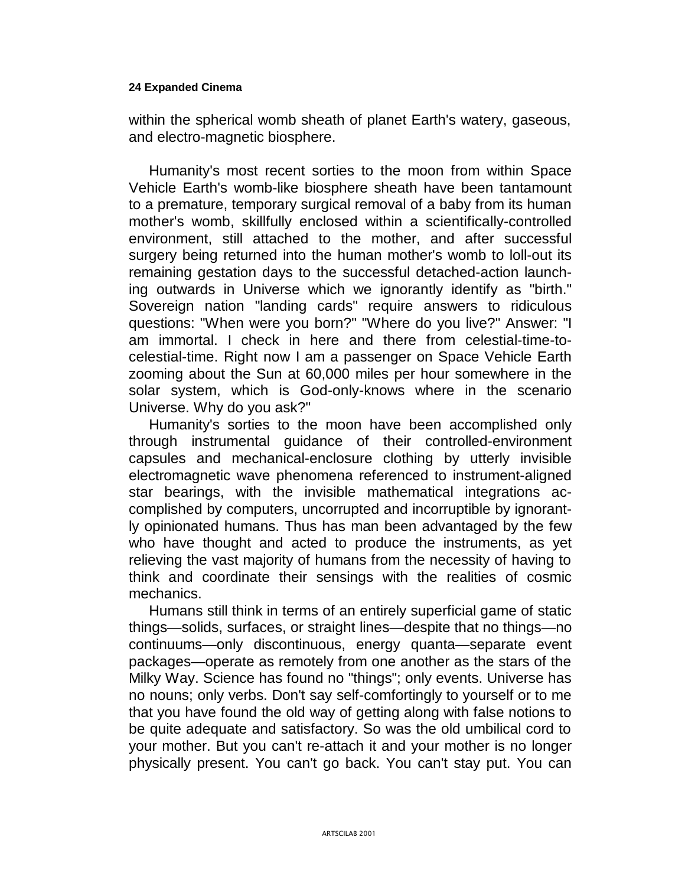within the spherical womb sheath of planet Earth's watery, gaseous, and electro-magnetic biosphere.

Humanity's most recent sorties to the moon from within Space Vehicle Earth's womb-like biosphere sheath have been tantamount to a premature, temporary surgical removal of a baby from its human mother's womb, skillfully enclosed within a scientifically-controlled environment, still attached to the mother, and after successful surgery being returned into the human mother's womb to loll-out its remaining gestation days to the successful detached-action launching outwards in Universe which we ignorantly identify as "birth." Sovereign nation "landing cards" require answers to ridiculous questions: "When were you born?" "Where do you live?" Answer: "I am immortal. I check in here and there from celestial-time-to-celestial-time. Right now I am a passenger on Space Vehicle Earth zooming about the Sun at 60,000 miles per hour somewhere in the solar system, which is God-only-knows where in the scenario Universe. Why do you ask?"

Humanity's sorties to the moon have been accomplished only through instrumental guidance of their controlled-environment capsules and mechanical-enclosure clothing by utterly invisible electromagnetic wave phenomena referenced to instrument-aligned star bearings, with the invisible mathematical integrations accomplished by computers, uncorrupted and incorruptible by ignorantly opinionated humans. Thus has man been advantaged by the few who have thought and acted to produce the instruments, as yet relieving the vast majority of humans from the necessity of having to think and coordinate their sensings with the realities of cosmic mechanics.

Humans still think in terms of an entirely superficial game of static things—solids, surfaces, or straight lines—despite that no things—no continuums—only discontinuous, energy quanta—separate event packages—operate as remotely from one another as the stars of the Milky Way. Science has found no "things"; only events. Universe has no nouns; only verbs. Don't say self-comfortingly to yourself or to me that you have found the old way of getting along with false notions to be quite adequate and satisfactory. So was the old umbilical cord to your mother. But you can't re-attach it and your mother is no longer physically present. You can't go back. You can't stay put. You can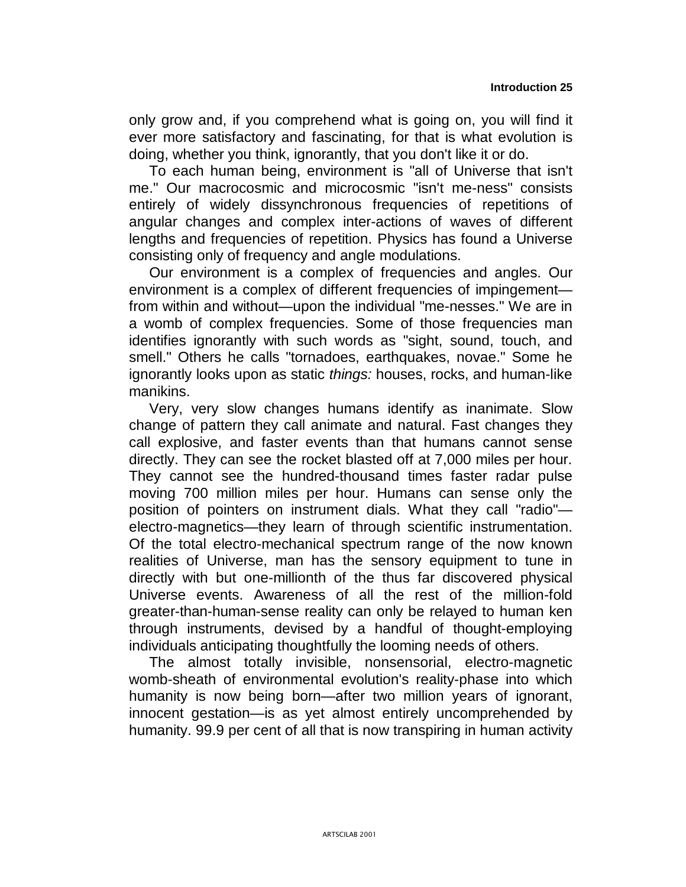only grow and, if you comprehend what is going on, you will find it ever more satisfactory and fascinating, for that is what evolution is doing, whether you think, ignorantly, that you don't like it or do.

To each human being, environment is "all of Universe that isn't me." Our macrocosmic and microcosmic "isn't me-ness" consists entirely of widely dissynchronous frequencies of repetitions of angular changes and complex inter-actions of waves of different lengths and frequencies of repetition. Physics has found a Universe consisting only of frequency and angle modulations.

Our environment is a complex of frequencies and angles. Our environment is a complex of different frequencies of impingement—from within and without—upon the individual "me-nesses." We are in a womb of complex frequencies. Some of those frequencies man identifies ignorantly with such words as "sight, sound, touch, and smell." Others he calls "tornadoes, earthquakes, novae." Some he ignorantly looks upon as static *things:* houses, rocks, and human-like manikins.

Very, very slow changes humans identify as inanimate. Slow change of pattern they call animate and natural. Fast changes they call explosive, and faster events than that humans cannot sense directly. They can see the rocket blasted off at 7,000 miles per hour. They cannot see the hundred-thousand times faster radar pulse moving 700 million miles per hour. Humans can sense only the position of pointers on instrument dials. What they call "radio"—electro-magnetics—they learn of through scientific instrumentation. Of the total electro-mechanical spectrum range of the now known realities of Universe, man has the sensory equipment to tune in directly with but one-millionth of the thus far discovered physical Universe events. Awareness of all the rest of the million-fold greater-than-human-sense reality can only be relayed to human ken through instruments, devised by a handful of thought-employing individuals anticipating thoughtfully the looming needs of others.

The almost totally invisible, nonsensorial, electro-magnetic womb-sheath of environmental evolution's reality-phase into which humanity is now being born—after two million years of ignorant, innocent gestation—is as yet almost entirely uncomprehended by humanity. 99.9 per cent of all that is now transpiring in human activity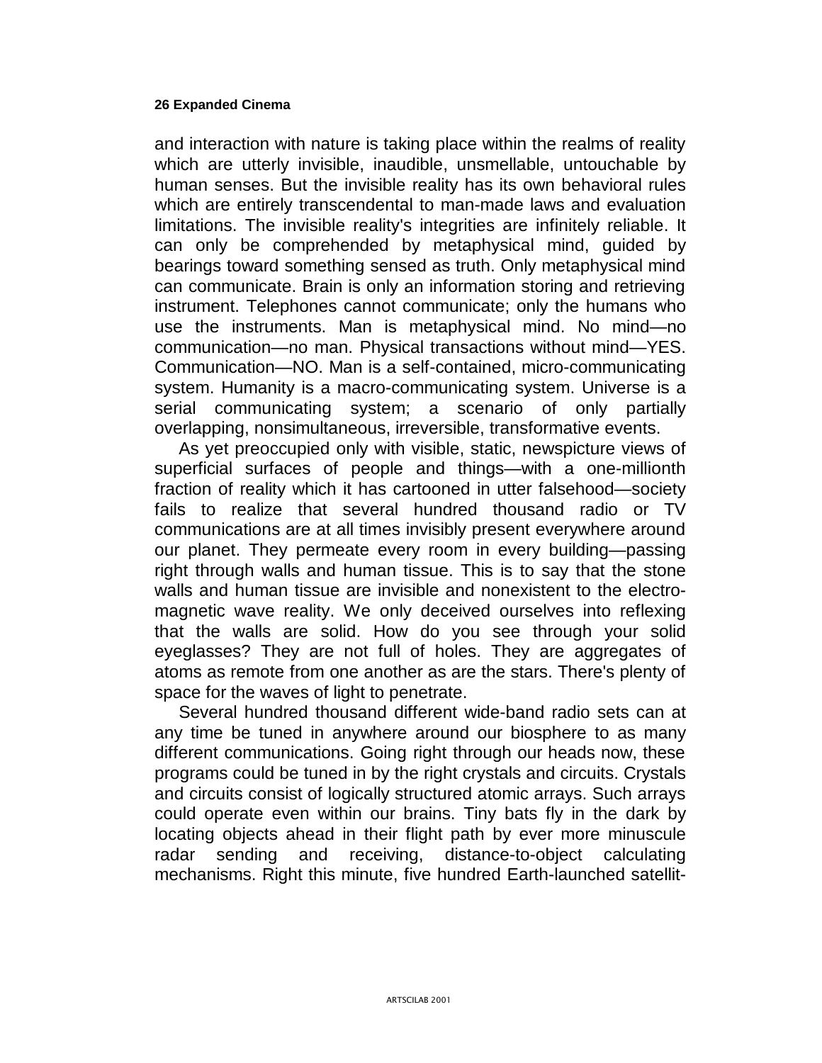and interaction with nature is taking place within the realms of reality which are utterly invisible, inaudible, unsmellable, untouchable by human senses. But the invisible reality has its own behavioral rules which are entirely transcendental to man-made laws and evaluation limitations. The invisible reality's integrities are infinitely reliable. It can only be comprehended by metaphysical mind, guided by bearings toward something sensed as truth. Only metaphysical mind can communicate. Brain is only an information storing and retrieving instrument. Telephones cannot communicate; only the humans who use the instruments. Man is metaphysical mind. No mind—no communication—no man. Physical transactions without mind—YES. Communication—NO. Man is a self-contained, micro-communicating system. Humanity is a macro-communicating system. Universe is a serial communicating system; a scenario of only partially overlapping, nonsimultaneous, irreversible, transformative events.

As yet preoccupied only with visible, static, newspicture views of superficial surfaces of people and things—with a one-millionth fraction of reality which it has cartooned in utter falsehood—society fails to realize that several hundred thousand radio or TV communications are at all times invisibly present everywhere around our planet. They permeate every room in every building—passing right through walls and human tissue. This is to say that the stone walls and human tissue are invisible and nonexistent to the electro-magnetic wave reality. We only deceived ourselves into reflexing that the walls are solid. How do you see through your solid eyeglasses? They are not full of holes. They are aggregates of atoms as remote from one another as are the stars. There's plenty of space for the waves of light to penetrate.

Several hundred thousand different wide-band radio sets can at any time be tuned in anywhere around our biosphere to as many different communications. Going right through our heads now, these programs could be tuned in by the right crystals and circuits. Crystals and circuits consist of logically structured atomic arrays. Such arrays could operate even within our brains. Tiny bats fly in the dark by locating objects ahead in their flight path by ever more minuscule radar sending and receiving, distance-to-object calculating mechanisms. Right this minute, five hundred Earth-launched satellit-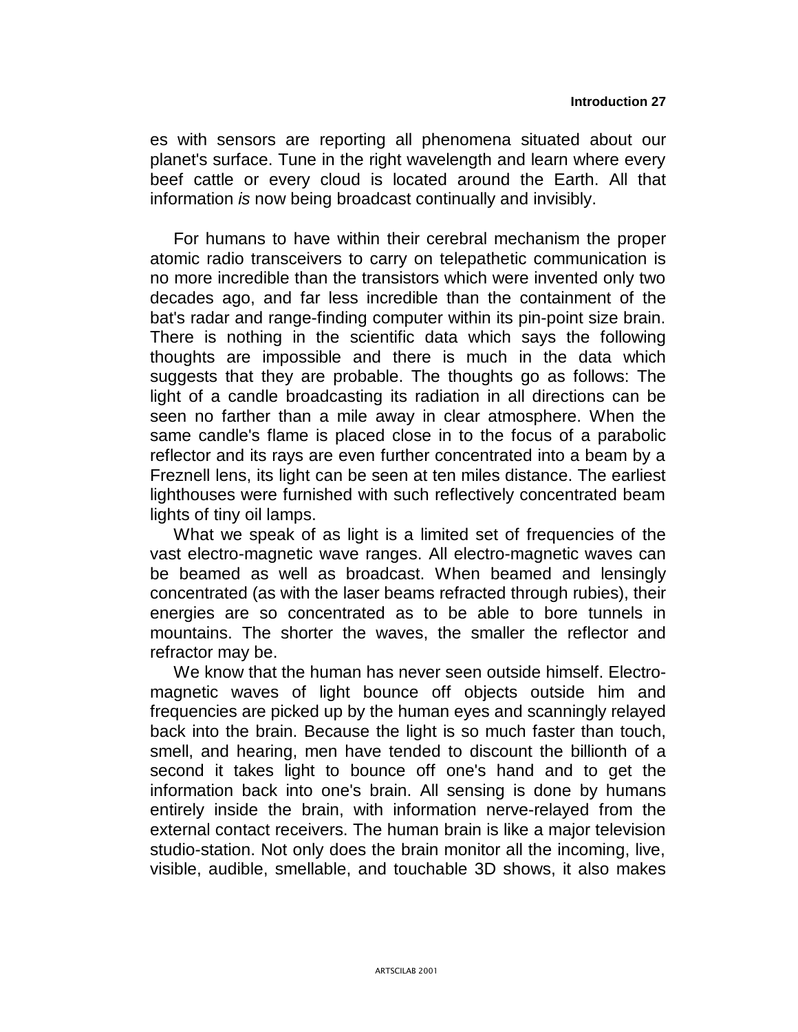es with sensors are reporting all phenomena situated about our planet's surface. Tune in the right wavelength and learn where every beef cattle or every cloud is located around the Earth. All that information *is* now being broadcast continually and invisibly.

For humans to have within their cerebral mechanism the proper atomic radio transceivers to carry on telepathetic communication is no more incredible than the transistors which were invented only two decades ago, and far less incredible than the containment of the bat's radar and range-finding computer within its pin-point size brain. There is nothing in the scientific data which says the following thoughts are impossible and there is much in the data which suggests that they are probable. The thoughts go as follows: The light of a candle broadcasting its radiation in all directions can be seen no farther than a mile away in clear atmosphere. When the same candle's flame is placed close in to the focus of a parabolic reflector and its rays are even further concentrated into a beam by a Freznell lens, its light can be seen at ten miles distance. The earliest lighthouses were furnished with such reflectively concentrated beam lights of tiny oil lamps.

What we speak of as light is a limited set of frequencies of the vast electro-magnetic wave ranges. All electro-magnetic waves can be beamed as well as broadcast. When beamed and lensingly concentrated (as with the laser beams refracted through rubies), their energies are so concentrated as to be able to bore tunnels in mountains. The shorter the waves, the smaller the reflector and refractor may be.

We know that the human has never seen outside himself. Electro-magnetic waves of light bounce off objects outside him and frequencies are picked up by the human eyes and scanningly relayed back into the brain. Because the light is so much faster than touch, smell, and hearing, men have tended to discount the billionth of a second it takes light to bounce off one's hand and to get the information back into one's brain. All sensing is done by humans entirely inside the brain, with information nerve-relayed from the external contact receivers. The human brain is like a major television studio-station. Not only does the brain monitor all the incoming, live, visible, audible, smellable, and touchable 3D shows, it also makes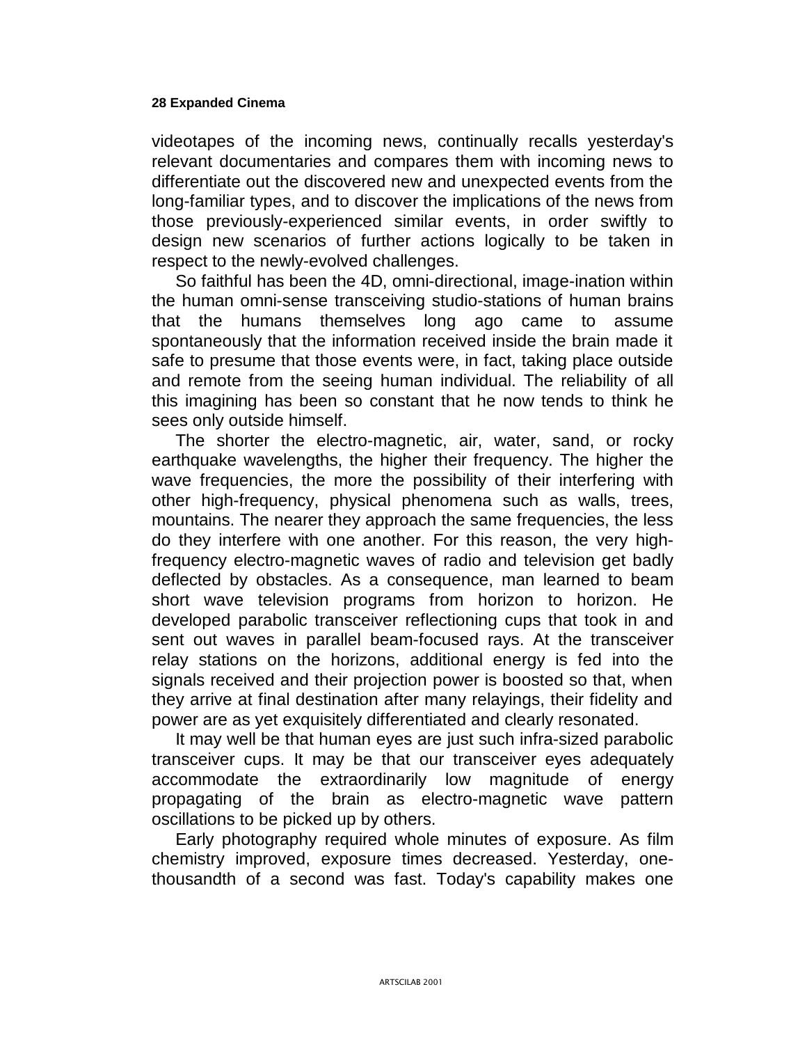videotapes of the incoming news, continually recalls yesterday's relevant documentaries and compares them with incoming news to differentiate out the discovered new and unexpected events from the long-familiar types, and to discover the implications of the news from those previously-experienced similar events, in order swiftly to design new scenarios of further actions logically to be taken in respect to the newly-evolved challenges.

So faithful has been the 4D, omni-directional, image-ination within the human omni-sense transceiving studio-stations of human brains that the humans themselves long ago came to assume spontaneously that the information received inside the brain made it safe to presume that those events were, in fact, taking place outside and remote from the seeing human individual. The reliability of all this imagining has been so constant that he now tends to think he sees only outside himself.

The shorter the electro-magnetic, air, water, sand, or rocky earthquake wavelengths, the higher their frequency. The higher the wave frequencies, the more the possibility of their interfering with other high-frequency, physical phenomena such as walls, trees, mountains. The nearer they approach the same frequencies, the less do they interfere with one another. For this reason, the very high-frequency electro-magnetic waves of radio and television get badly deflected by obstacles. As a consequence, man learned to beam short wave television programs from horizon to horizon. He developed parabolic transceiver reflectioning cups that took in and sent out waves in parallel beam-focused rays. At the transceiver relay stations on the horizons, additional energy is fed into the signals received and their projection power is boosted so that, when they arrive at final destination after many relayings, their fidelity and power are as yet exquisitely differentiated and clearly resonated.

It may well be that human eyes are just such infra-sized parabolic transceiver cups. It may be that our transceiver eyes adequately accommodate the extraordinarily low magnitude of energy propagating of the brain as electro-magnetic wave pattern oscillations to be picked up by others.

Early photography required whole minutes of exposure. As film chemistry improved, exposure times decreased. Yesterday, one-thousandth of a second was fast. Today's capability makes one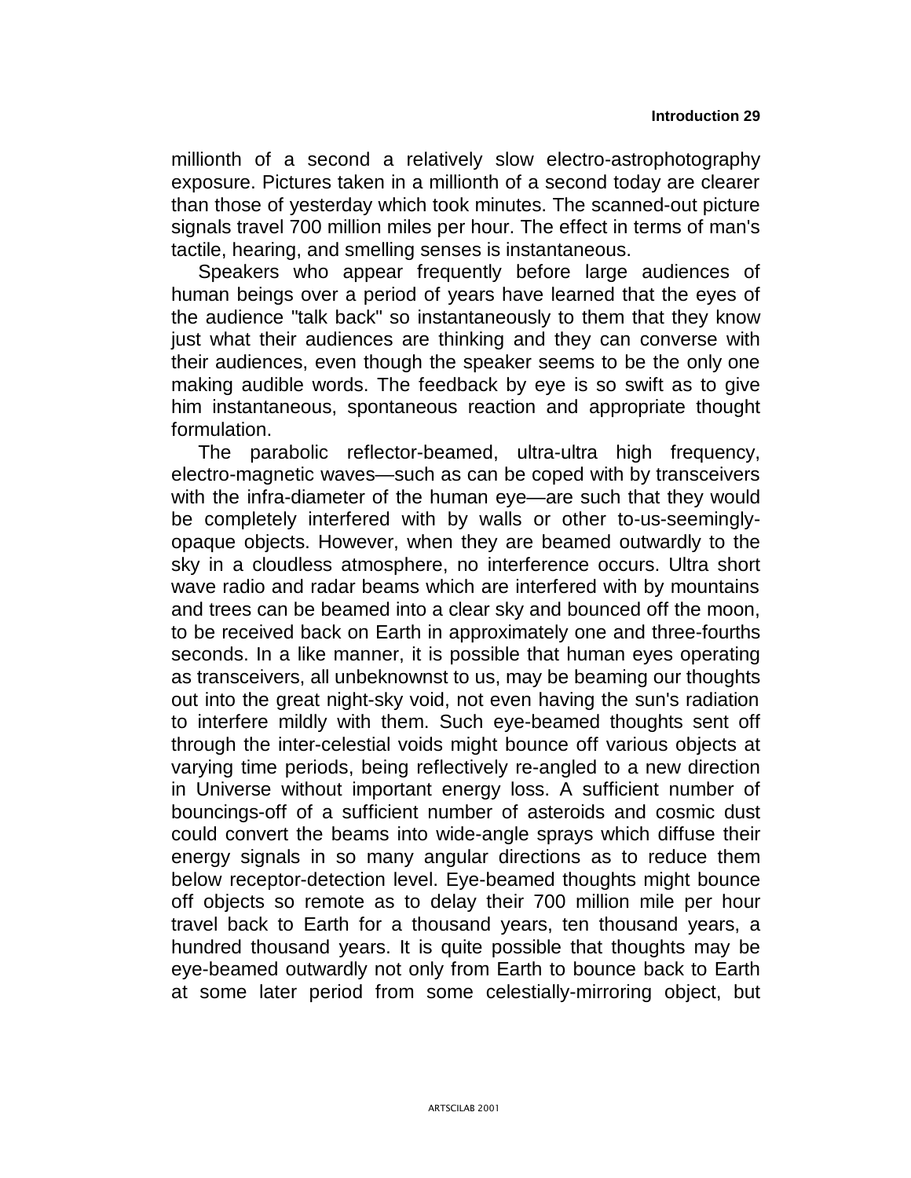millionth of a second a relatively slow electro-astrophotography exposure. Pictures taken in a millionth of a second today are clearer than those of yesterday which took minutes. The scanned-out picture signals travel 700 million miles per hour. The effect in terms of man's tactile, hearing, and smelling senses is instantaneous.

Speakers who appear frequently before large audiences of human beings over a period of years have learned that the eyes of the audience "talk back" so instantaneously to them that they know just what their audiences are thinking and they can converse with their audiences, even though the speaker seems to be the only one making audible words. The feedback by eye is so swift as to give him instantaneous, spontaneous reaction and appropriate thought formulation.

The parabolic reflector-beamed, ultra-ultra high frequency, electro-magnetic waves—such as can be coped with by transceivers with the infra-diameter of the human eye—are such that they would be completely interfered with by walls or other to-us-seemingly-opaque objects. However, when they are beamed outwardly to the sky in a cloudless atmosphere, no interference occurs. Ultra short wave radio and radar beams which are interfered with by mountains and trees can be beamed into a clear sky and bounced off the moon, to be received back on Earth in approximately one and three-fourths seconds. In a like manner, it is possible that human eyes operating as transceivers, all unbeknownst to us, may be beaming our thoughts out into the great night-sky void, not even having the sun's radiation to interfere mildly with them. Such eye-beamed thoughts sent off through the inter-celestial voids might bounce off various objects at varying time periods, being reflectively re-angled to a new direction in Universe without important energy loss. A sufficient number of bouncings-off of a sufficient number of asteroids and cosmic dust could convert the beams into wide-angle sprays which diffuse their energy signals in so many angular directions as to reduce them below receptor-detection level. Eye-beamed thoughts might bounce off objects so remote as to delay their 700 million mile per hour travel back to Earth for a thousand years, ten thousand years, a hundred thousand years. It is quite possible that thoughts may be eye-beamed outwardly not only from Earth to bounce back to Earth at some later period from some celestially-mirroring object, but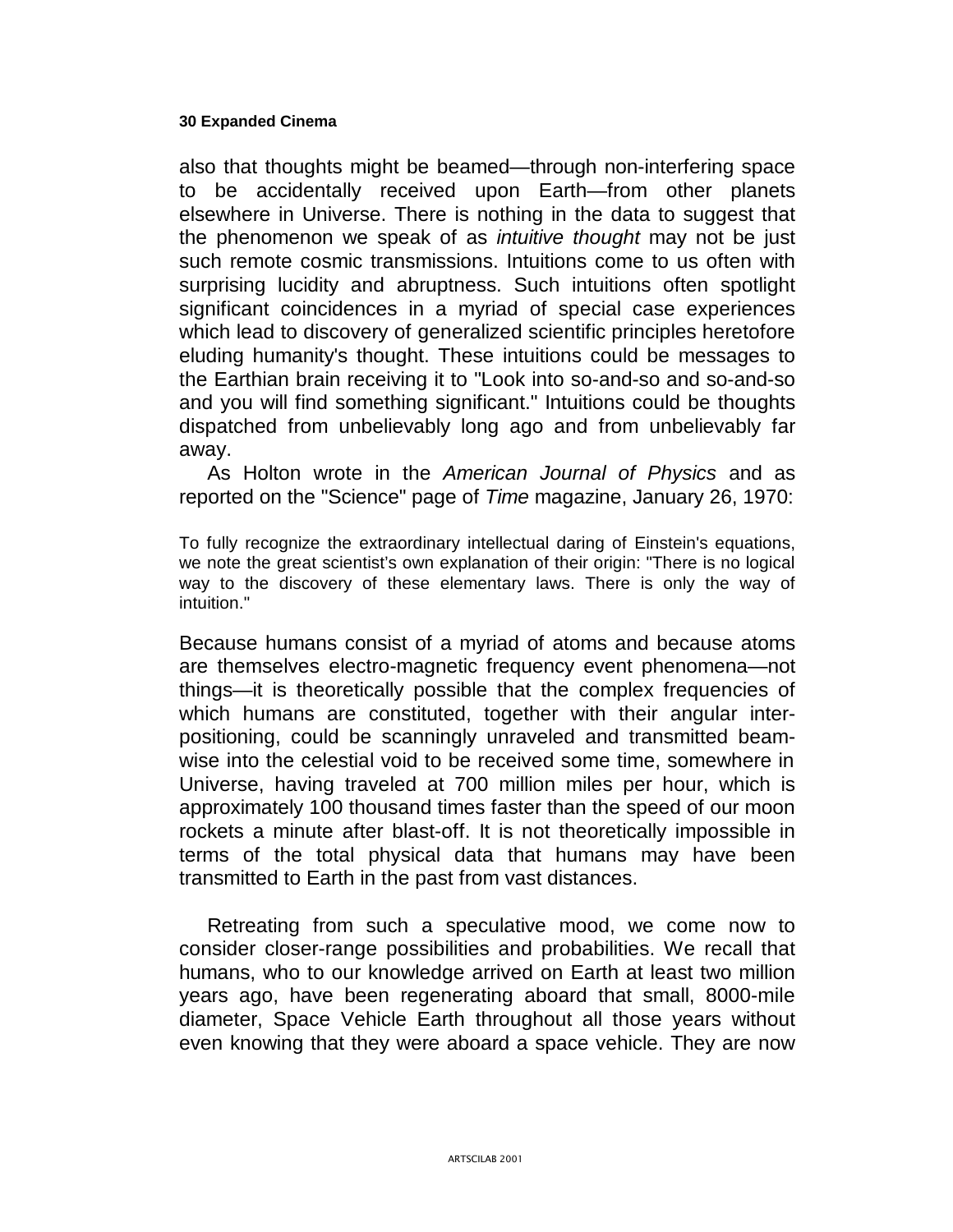also that thoughts might be beamed—through non-interfering space to be accidentally received upon Earth—from other planets elsewhere in Universe. There is nothing in the data to suggest that the phenomenon we speak of as *intuitive thought* may not be just such remote cosmic transmissions. Intuitions come to us often with surprising lucidity and abruptness. Such intuitions often spotlight significant coincidences in a myriad of special case experiences which lead to discovery of generalized scientific principles heretofore eluding humanity's thought. These intuitions could be messages to the Earthian brain receiving it to "Look into so-and-so and so-and-so and you will find something significant." Intuitions could be thoughts dispatched from unbelievably long ago and from unbelievably far away.

As Holton wrote in the *American Journal of Physics* and as reported on the "Science" page of *Time* magazine, January 26, 1970:

> To fully recognize the extraordinary intellectual daring of Einstein's equations, we note the great scientist's own explanation of their origin: "There is no logical way to the discovery of these elementary laws. There is only the way of intuition."

Because humans consist of a myriad of atoms and because atoms are themselves electro-magnetic frequency event phenomena—not things—it is theoretically possible that the complex frequencies of which humans are constituted, together with their angular inter-positioning, could be scanningly unraveled and transmitted beam-wise into the celestial void to be received some time, somewhere in Universe, having traveled at 700 million miles per hour, which is approximately 100 thousand times faster than the speed of our moon rockets a minute after blast-off. It is not theoretically impossible in terms of the total physical data that humans may have been transmitted to Earth in the past from vast distances.

Retreating from such a speculative mood, we come now to consider closer-range possibilities and probabilities. We recall that humans, who to our knowledge arrived on Earth at least two million years ago, have been regenerating aboard that small, 8000-mile diameter, Space Vehicle Earth throughout all those years without even knowing that they were aboard a space vehicle. They are now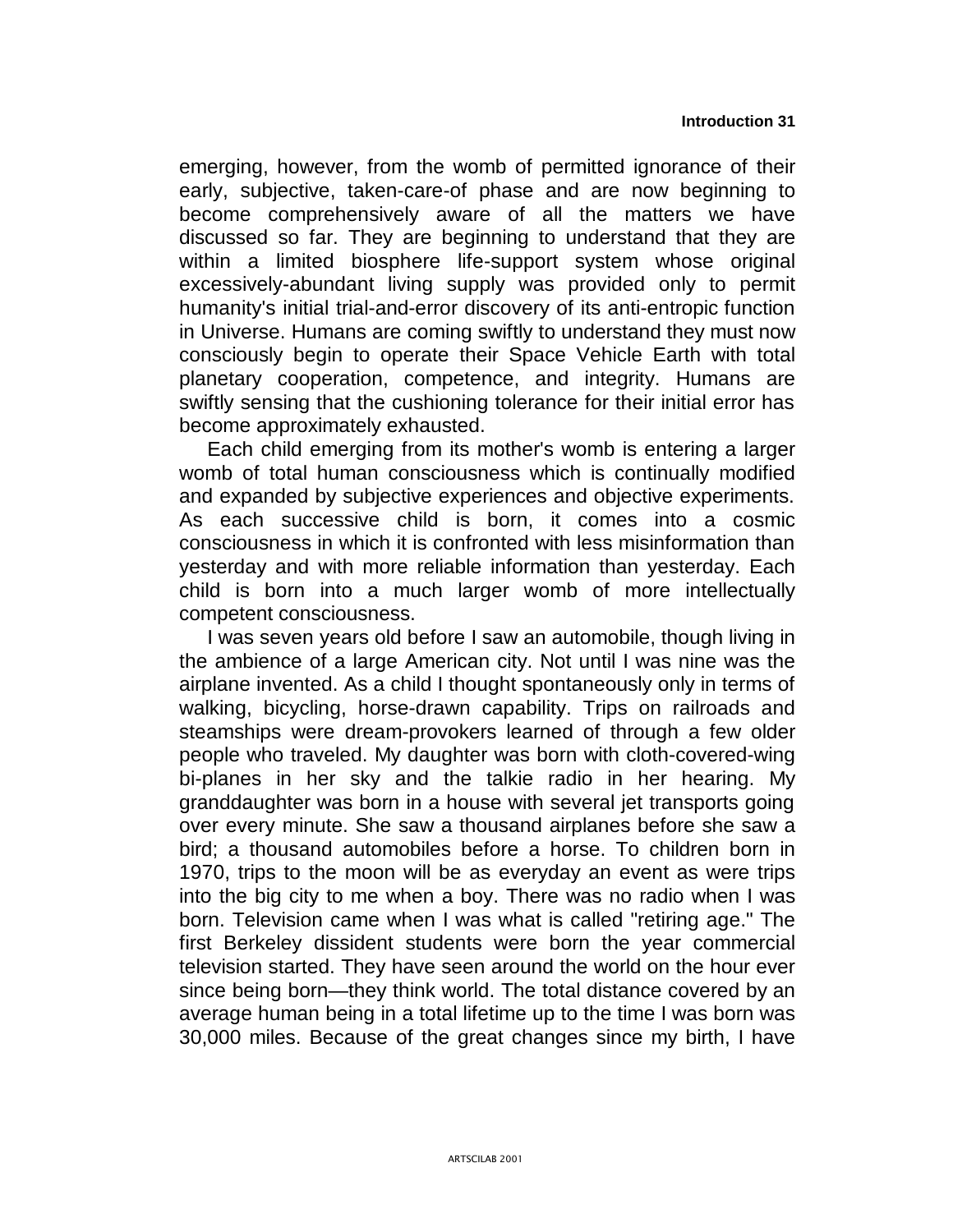emerging, however, from the womb of permitted ignorance of their early, subjective, taken-care-of phase and are now beginning to become comprehensively aware of all the matters we have discussed so far. They are beginning to understand that they are within a limited biosphere life-support system whose original excessively-abundant living supply was provided only to permit humanity's initial trial-and-error discovery of its anti-entropic function in Universe. Humans are coming swiftly to understand they must now consciously begin to operate their Space Vehicle Earth with total planetary cooperation, competence, and integrity. Humans are swiftly sensing that the cushioning tolerance for their initial error has become approximately exhausted.

Each child emerging from its mother's womb is entering a larger womb of total human consciousness which is continually modified and expanded by subjective experiences and objective experiments. As each successive child is born, it comes into a cosmic consciousness in which it is confronted with less misinformation than yesterday and with more reliable information than yesterday. Each child is born into a much larger womb of more intellectually competent consciousness.

I was seven years old before I saw an automobile, though living in the ambience of a large American city. Not until I was nine was the airplane invented. As a child I thought spontaneously only in terms of walking, bicycling, horse-drawn capability. Trips on railroads and steamships were dream-provokers learned of through a few older people who traveled. My daughter was born with cloth-covered-wing bi-planes in her sky and the talkie radio in her hearing. My granddaughter was born in a house with several jet transports going over every minute. She saw a thousand airplanes before she saw a bird; a thousand automobiles before a horse. To children born in 1970, trips to the moon will be as everyday an event as were trips into the big city to me when a boy. There was no radio when I was born. Television came when I was what is called "retiring age." The first Berkeley dissident students were born the year commercial television started. They have seen around the world on the hour ever since being born—they think world. The total distance covered by an average human being in a total lifetime up to the time I was born was 30,000 miles. Because of the great changes since my birth, I have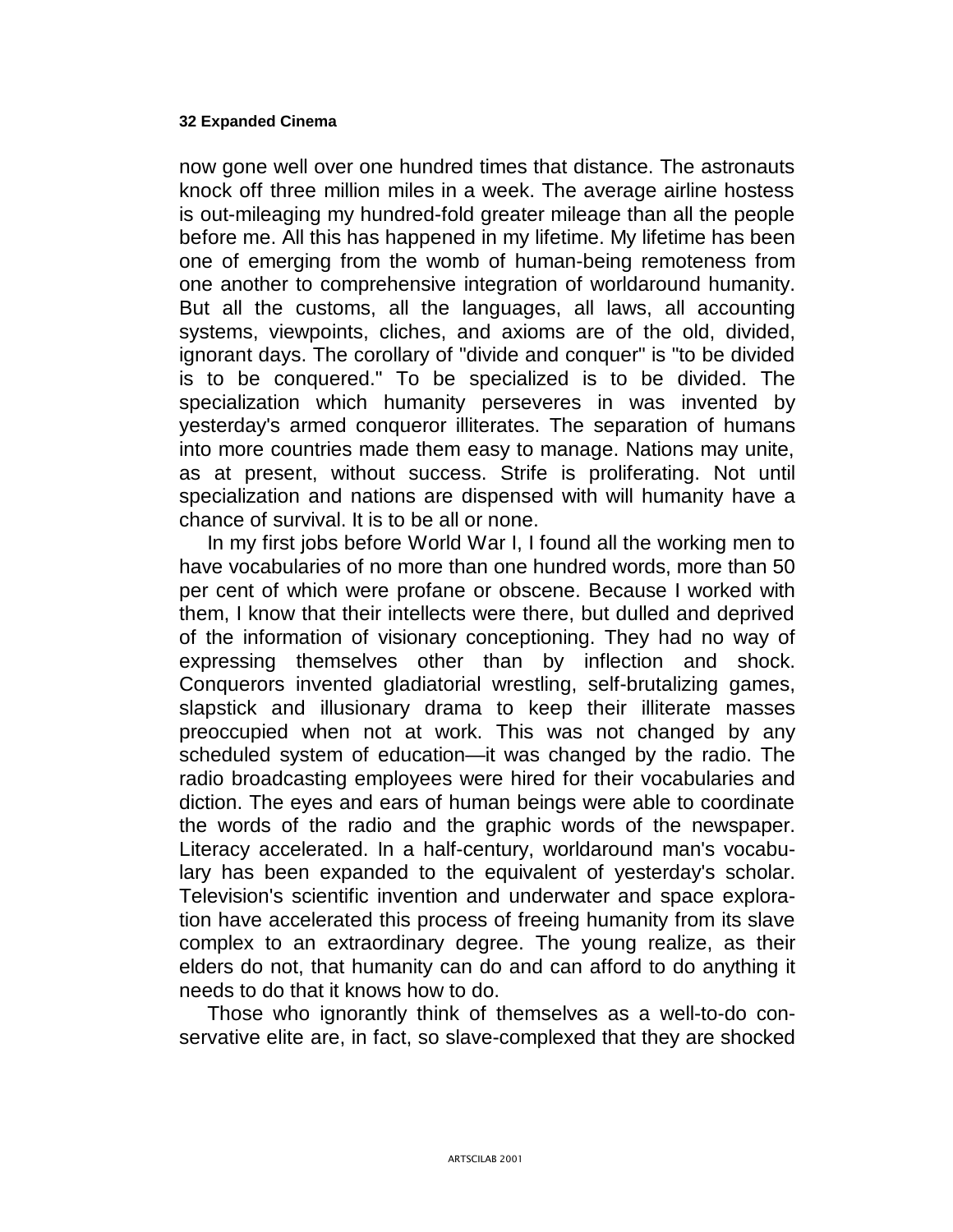now gone well over one hundred times that distance. The astronauts knock off three million miles in a week. The average airline hostess is out-mileaging my hundred-fold greater mileage than all the people before me. All this has happened in my lifetime. My lifetime has been one of emerging from the womb of human-being remoteness from one another to comprehensive integration of worldaround humanity. But all the customs, all the languages, all laws, all accounting systems, viewpoints, cliches, and axioms are of the old, divided, ignorant days. The corollary of "divide and conquer" is "to be divided is to be conquered." To be specialized is to be divided. The specialization which humanity perseveres in was invented by yesterday's armed conqueror illiterates. The separation of humans into more countries made them easy to manage. Nations may unite, as at present, without success. Strife is proliferating. Not until specialization and nations are dispensed with will humanity have a chance of survival. It is to be all or none.

In my first jobs before World War I, I found all the working men to have vocabularies of no more than one hundred words, more than 50 per cent of which were profane or obscene. Because I worked with them, I know that their intellects were there, but dulled and deprived of the information of visionary conceptioning. They had no way of expressing themselves other than by inflection and shock. Conquerors invented gladiatorial wrestling, self-brutalizing games, slapstick and illusionary drama to keep their illiterate masses preoccupied when not at work. This was not changed by any scheduled system of education—it was changed by the radio. The radio broadcasting employees were hired for their vocabularies and diction. The eyes and ears of human beings were able to coordinate the words of the radio and the graphic words of the newspaper. Literacy accelerated. In a half-century, worldaround man's vocabulary has been expanded to the equivalent of yesterday's scholar. Television's scientific invention and underwater and space exploration have accelerated this process of freeing humanity from its slave complex to an extraordinary degree. The young realize, as their elders do not, that humanity can do and can afford to do anything it needs to do that it knows how to do.

Those who ignorantly think of themselves as a well-to-do conservative elite are, in fact, so slave-complexed that they are shocked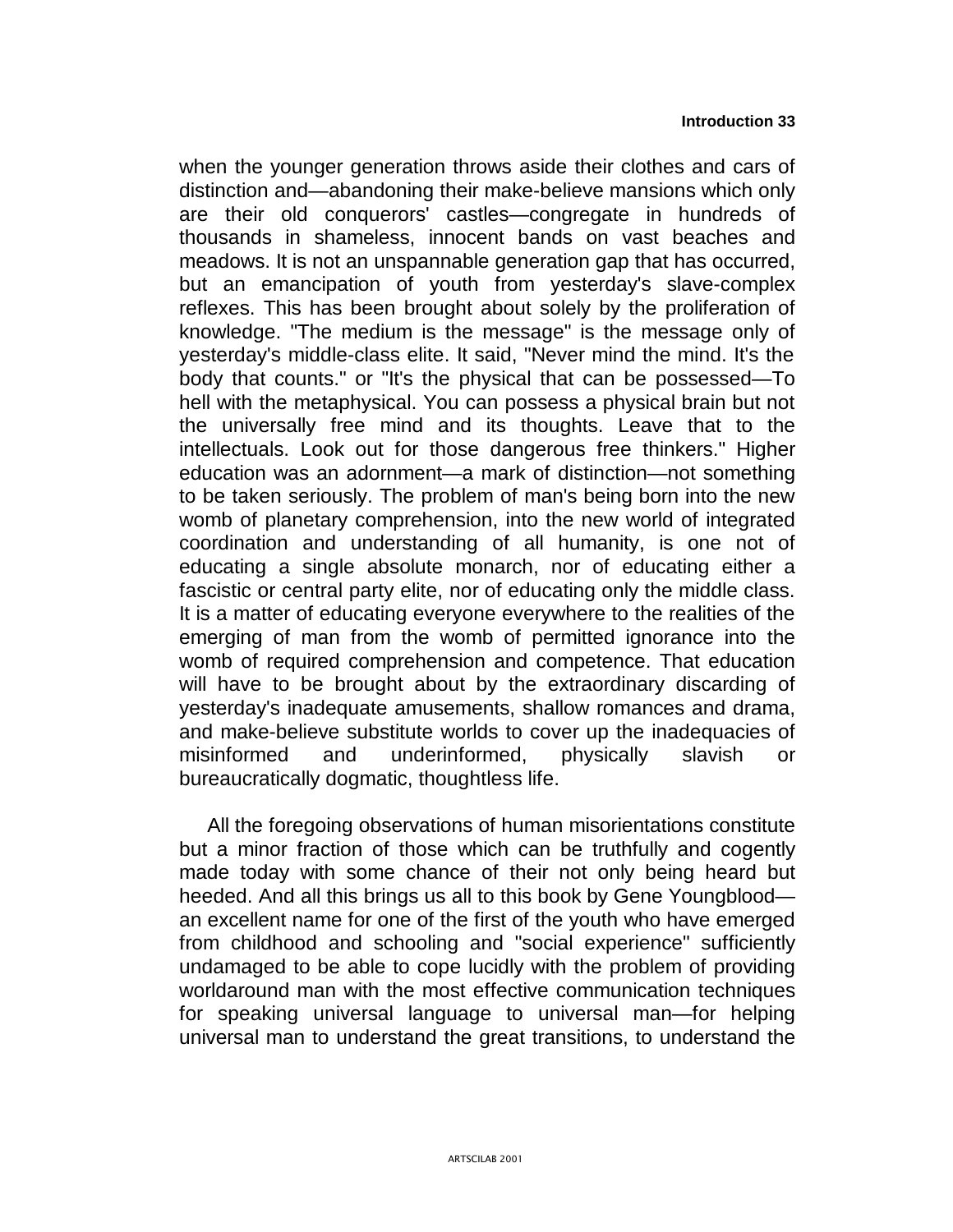when the younger generation throws aside their clothes and cars of distinction and—abandoning their make-believe mansions which only are their old conquerors' castles—congregate in hundreds of thousands in shameless, innocent bands on vast beaches and meadows. It is not an unspannable generation gap that has occurred, but an emancipation of youth from yesterday's slave-complex reflexes. This has been brought about solely by the proliferation of knowledge. "The medium is the message" is the message only of yesterday's middle-class elite. It said, "Never mind the mind. It's the body that counts." or "It's the physical that can be possessed—To hell with the metaphysical. You can possess a physical brain but not the universally free mind and its thoughts. Leave that to the intellectuals. Look out for those dangerous free thinkers." Higher education was an adornment—a mark of distinction—not something to be taken seriously. The problem of man's being born into the new womb of planetary comprehension, into the new world of integrated coordination and understanding of all humanity, is one not of educating a single absolute monarch, nor of educating either a fascistic or central party elite, nor of educating only the middle class. It is a matter of educating everyone everywhere to the realities of the emerging of man from the womb of permitted ignorance into the womb of required comprehension and competence. That education will have to be brought about by the extraordinary discarding of yesterday's inadequate amusements, shallow romances and drama, and make-believe substitute worlds to cover up the inadequacies of misinformed and underinformed, physically slavish or bureaucratically dogmatic, thoughtless life.

All the foregoing observations of human misorientations constitute but a minor fraction of those which can be truthfully and cogently made today with some chance of their not only being heard but heeded. And all this brings us all to this book by Gene Youngblood—an excellent name for one of the first of the youth who have emerged from childhood and schooling and "social experience" sufficiently undamaged to be able to cope lucidly with the problem of providing worldaround man with the most effective communication techniques for speaking universal language to universal man—for helping universal man to understand the great transitions, to understand the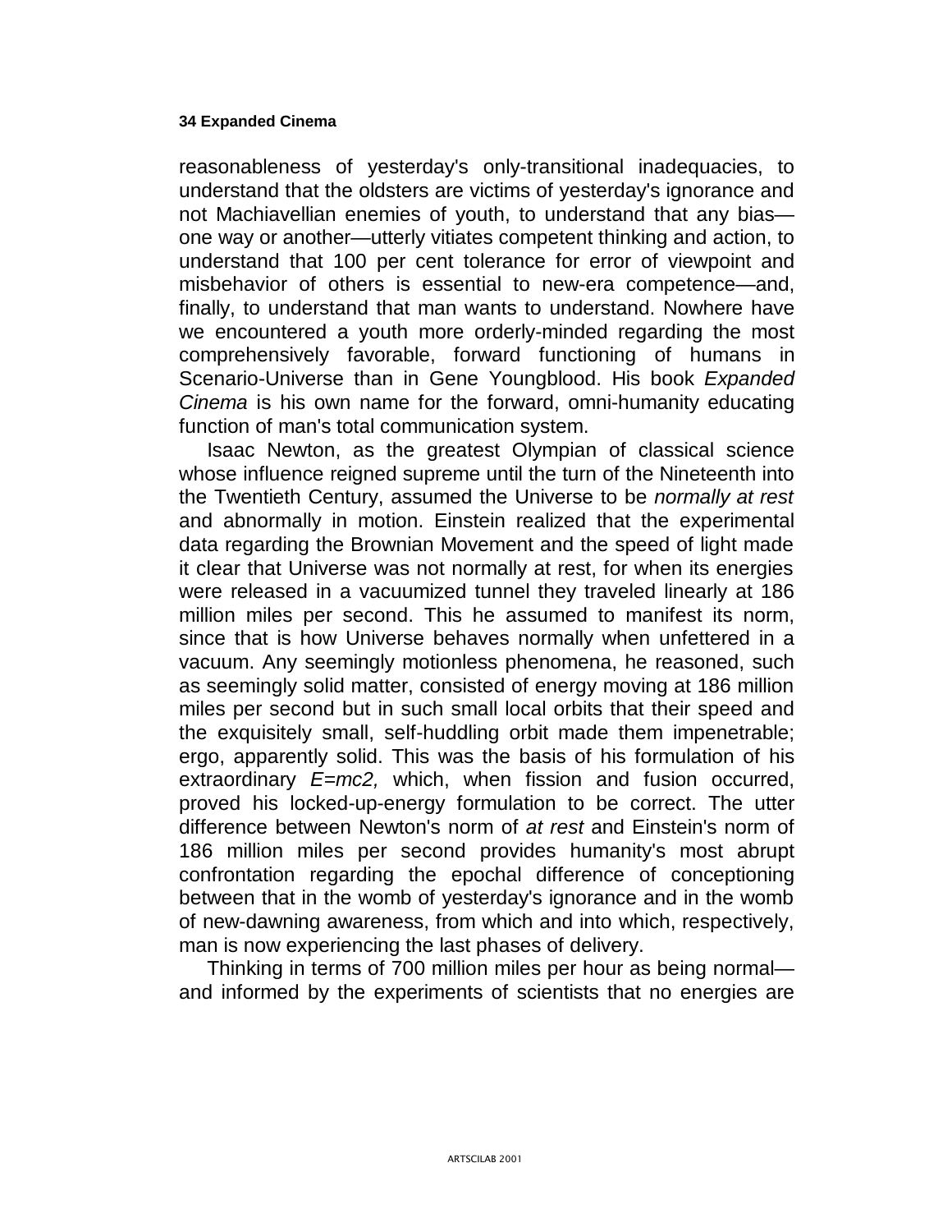reasonableness of yesterday's only-transitional inadequacies, to understand that the oldsters are victims of yesterday's ignorance and not Machiavellian enemies of youth, to understand that any bias—one way or another—utterly vitiates competent thinking and action, to understand that 100 per cent tolerance for error of viewpoint and misbehavior of others is essential to new-era competence—and, finally, to understand that man wants to understand. Nowhere have we encountered a youth more orderly-minded regarding the most comprehensively favorable, forward functioning of humans in Scenario-Universe than in Gene Youngblood. His book *Expanded Cinema* is his own name for the forward, omni-humanity educating function of man's total communication system.

Isaac Newton, as the greatest Olympian of classical science whose influence reigned supreme until the turn of the Nineteenth into the Twentieth Century, assumed the Universe to be *normally at rest* and abnormally in motion. Einstein realized that the experimental data regarding the Brownian Movement and the speed of light made it clear that Universe was not normally at rest, for when its energies were released in a vacuumized tunnel they traveled linearly at 186 million miles per second. This he assumed to manifest its norm, since that is how Universe behaves normally when unfettered in a vacuum. Any seemingly motionless phenomena, he reasoned, such as seemingly solid matter, consisted of energy moving at 186 million miles per second but in such small local orbits that their speed and the exquisitely small, self-huddling orbit made them impenetrable; ergo, apparently solid. This was the basis of his formulation of his extraordinary *E=mc2,* which, when fission and fusion occurred, proved his locked-up-energy formulation to be correct. The utter difference between Newton's norm of *at rest* and Einstein's norm of 186 million miles per second provides humanity's most abrupt confrontation regarding the epochal difference of conceptioning between that in the womb of yesterday's ignorance and in the womb of new-dawning awareness, from which and into which, respectively, man is now experiencing the last phases of delivery.

Thinking in terms of 700 million miles per hour as being normal—and informed by the experiments of scientists that no energies are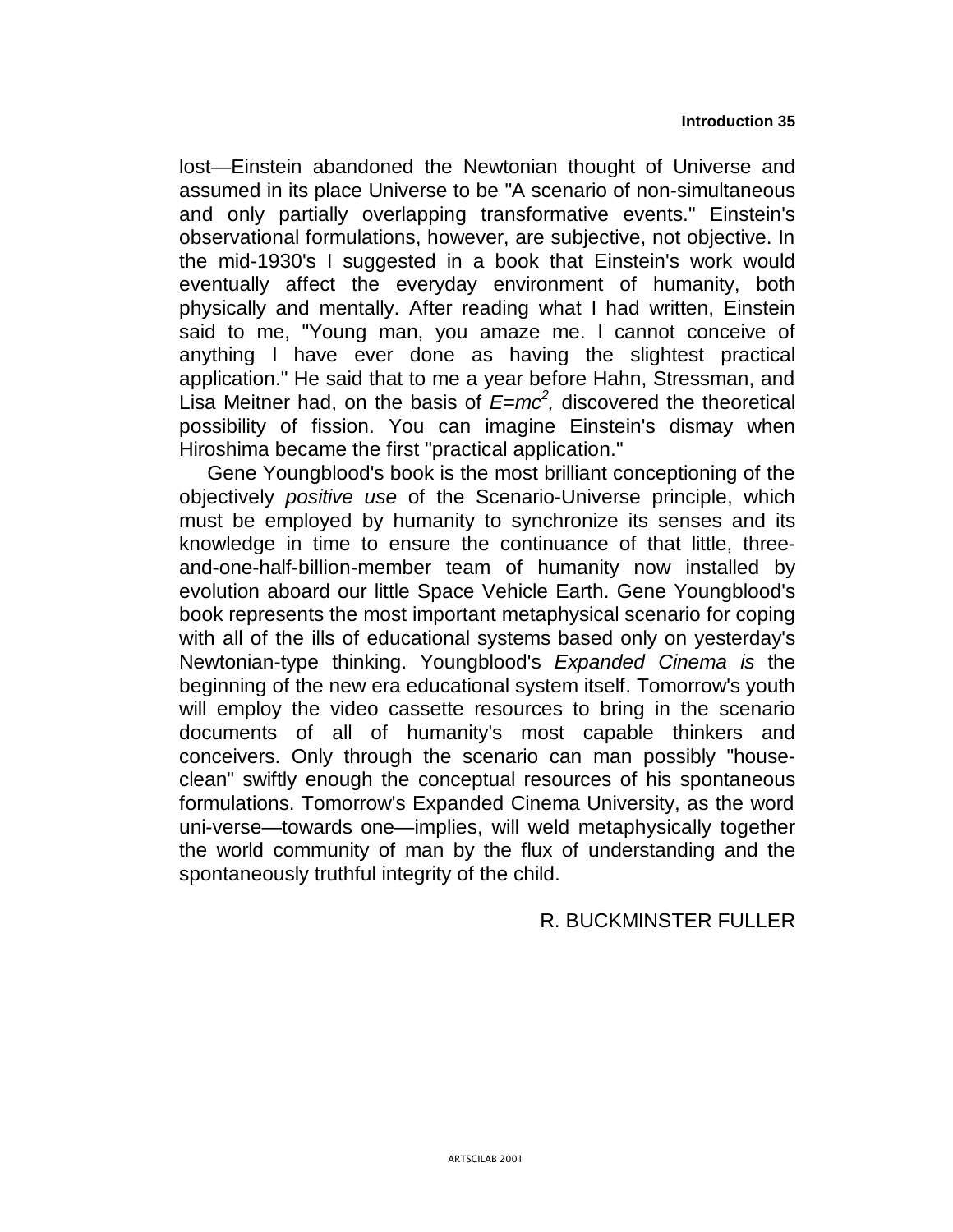lost—Einstein abandoned the Newtonian thought of Universe and assumed in its place Universe to be "A scenario of non-simultaneous and only partially overlapping transformative events." Einstein's observational formulations, however, are subjective, not objective. In the mid-1930's I suggested in a book that Einstein's work would eventually affect the everyday environment of humanity, both physically and mentally. After reading what I had written, Einstein said to me, "Young man, you amaze me. I cannot conceive of anything I have ever done as having the slightest practical application." He said that to me a year before Hahn, Stressman, and Lisa Meitner had, on the basis of $E=mc^2$, discovered the theoretical possibility of fission. You can imagine Einstein's dismay when Hiroshima became the first "practical application."

Gene Youngblood's book is the most brilliant conceptioning of the objectively *positive use* of the Scenario-Universe principle, which must be employed by humanity to synchronize its senses and its knowledge in time to ensure the continuance of that little, three-and-one-half-billion-member team of humanity now installed by evolution aboard our little Space Vehicle Earth. Gene Youngblood's book represents the most important metaphysical scenario for coping with all of the ills of educational systems based only on yesterday's Newtonian-type thinking. Youngblood's *Expanded Cinema is* the beginning of the new era educational system itself. Tomorrow's youth will employ the video cassette resources to bring in the scenario documents of all of humanity's most capable thinkers and conceivers. Only through the scenario can man possibly "house-clean" swiftly enough the conceptual resources of his spontaneous formulations. Tomorrow's Expanded Cinema University, as the word uni-verse—towards one—implies, will weld metaphysically together the world community of man by the flux of understanding and the spontaneously truthful integrity of the child.

R. BUCKMINSTER FULLER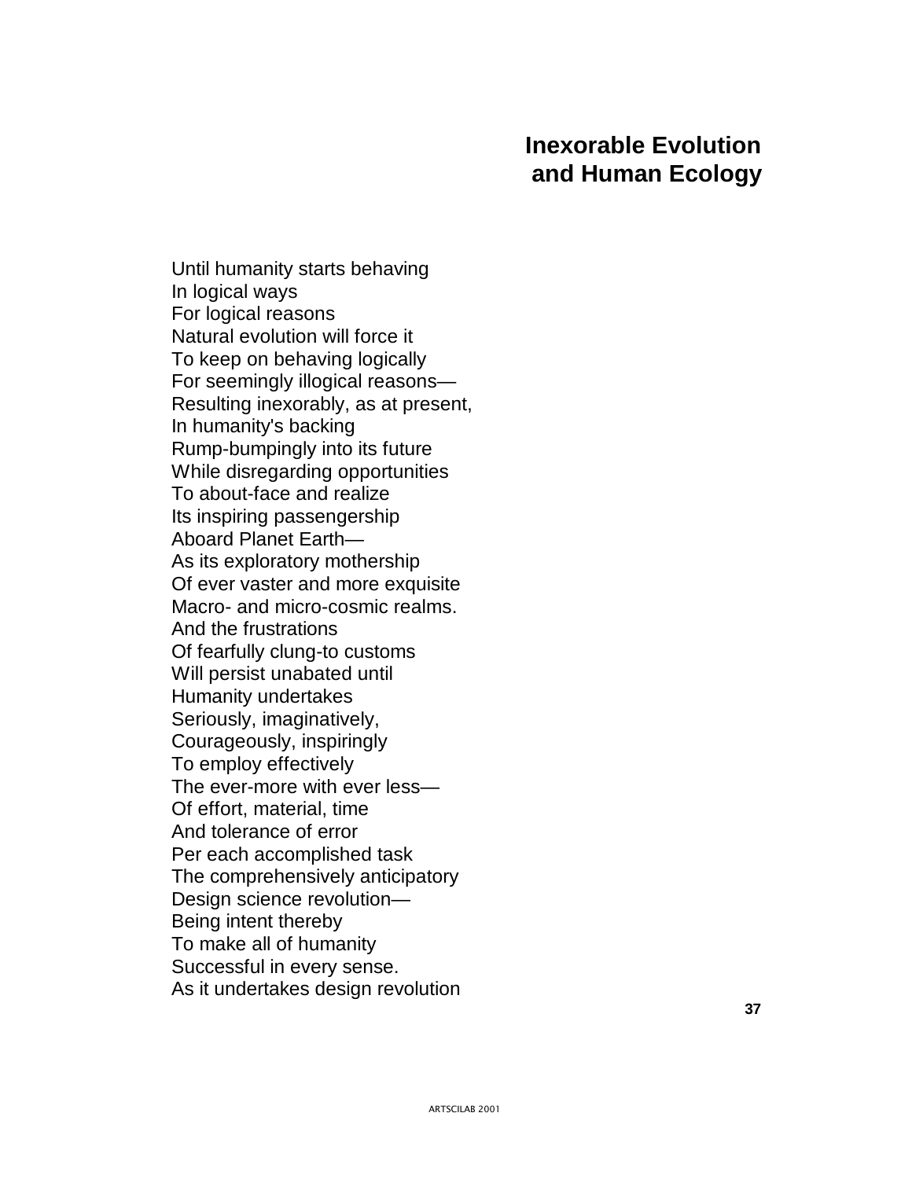# Inexorable Evolution and Human Ecology

Until humanity starts behaving  
In logical ways  
For logical reasons  
Natural evolution will force it  
To keep on behaving logically  
For seemingly illogical reasons—  
Resulting inexorably, as at present,  
In humanity's backing  
Rump-bumpingly into its future  
While disregarding opportunities  
To about-face and realize  
Its inspiring passengership  
Aboard Planet Earth—  
As its exploratory mothership  
Of ever vaster and more exquisite  
Macro- and micro-cosmic realms.  
And the frustrations  
Of fearfully clung-to customs  
Will persist unabated until  
Humanity undertakes  
Seriously, imaginatively,  
Courageously, inspiringly  
To employ effectively  
The ever-more with ever less—  
Of effort, material, time  
And tolerance of error  
Per each accomplished task  
The comprehensively anticipatory  
Design science revolution—  
Being intent thereby  
To make all of humanity  
Successful in every sense.  
As it undertakes design revolution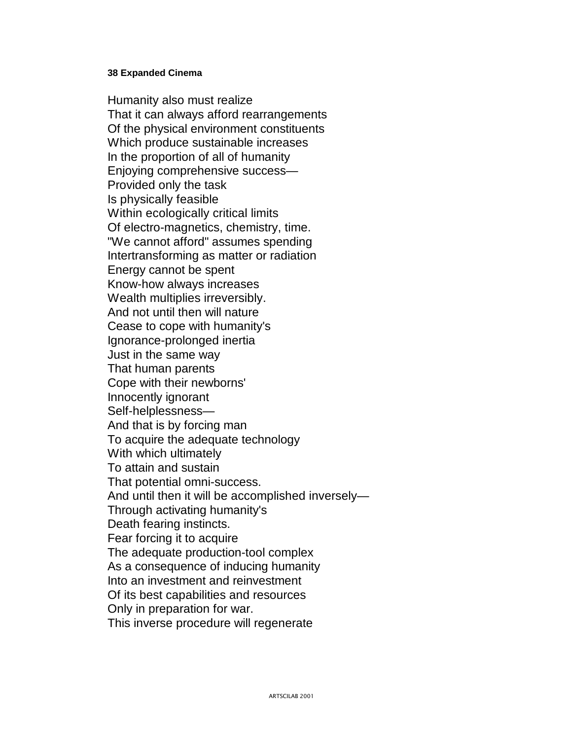Humanity also must realize
That it can always afford rearrangements
Of the physical environment constituents
Which produce sustainable increases
In the proportion of all of humanity
Enjoying comprehensive success—
Provided only the task
Is physically feasible
Within ecologically critical limits
Of electro-magnetics, chemistry, time.
"We cannot afford" assumes spending
Intertransforming as matter or radiation
Energy cannot be spent
Know-how always increases
Wealth multiplies irreversibly.
And not until then will nature
Cease to cope with humanity's
Ignorance-prolonged inertia
Just in the same way
That human parents
Cope with their newborns'
Innocently ignorant
Self-helplessness—
And that is by forcing man
To acquire the adequate technology
With which ultimately
To attain and sustain
That potential omni-success.
And until then it will be accomplished inversely—
Through activating humanity's
Death fearing instincts.
Fear forcing it to acquire
The adequate production-tool complex
As a consequence of inducing humanity
Into an investment and reinvestment
Of its best capabilities and resources
Only in preparation for war.
This inverse procedure will regenerate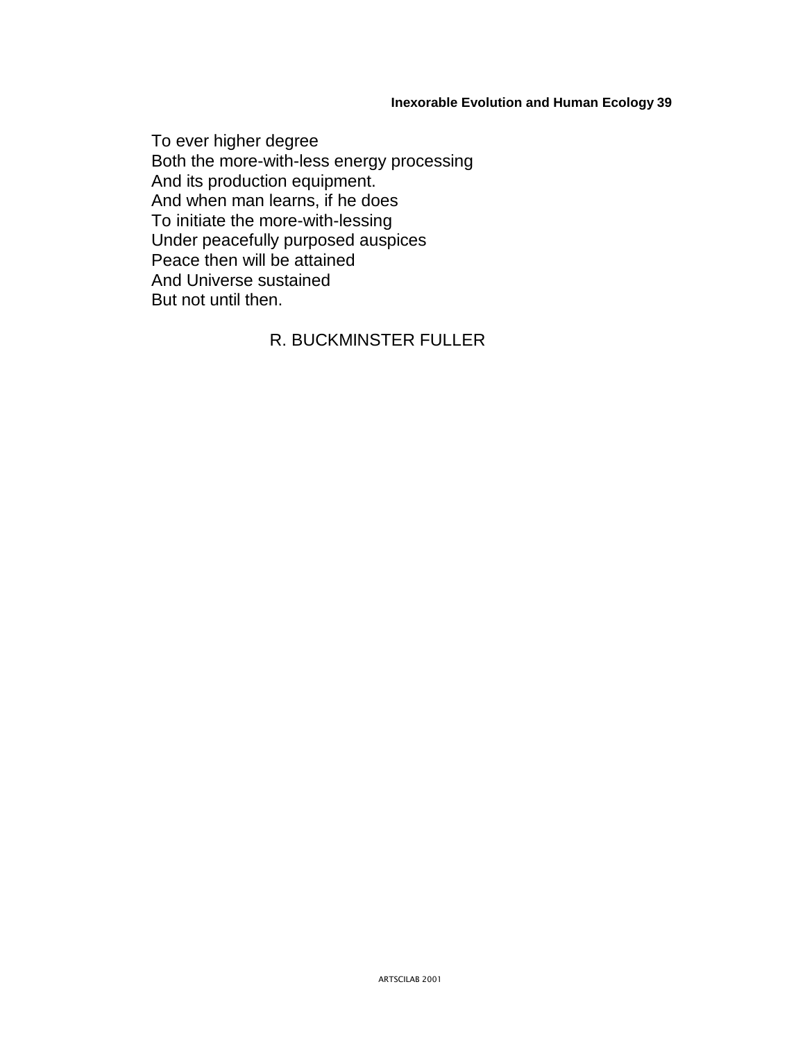To ever higher degree  
Both the more-with-less energy processing  
And its production equipment.  
And when man learns, if he does  
To initiate the more-with-lessing  
Under peacefully purposed auspices  
Peace then will be attained  
And Universe sustained  
But not until then.

R. BUCKMINSTER FULLER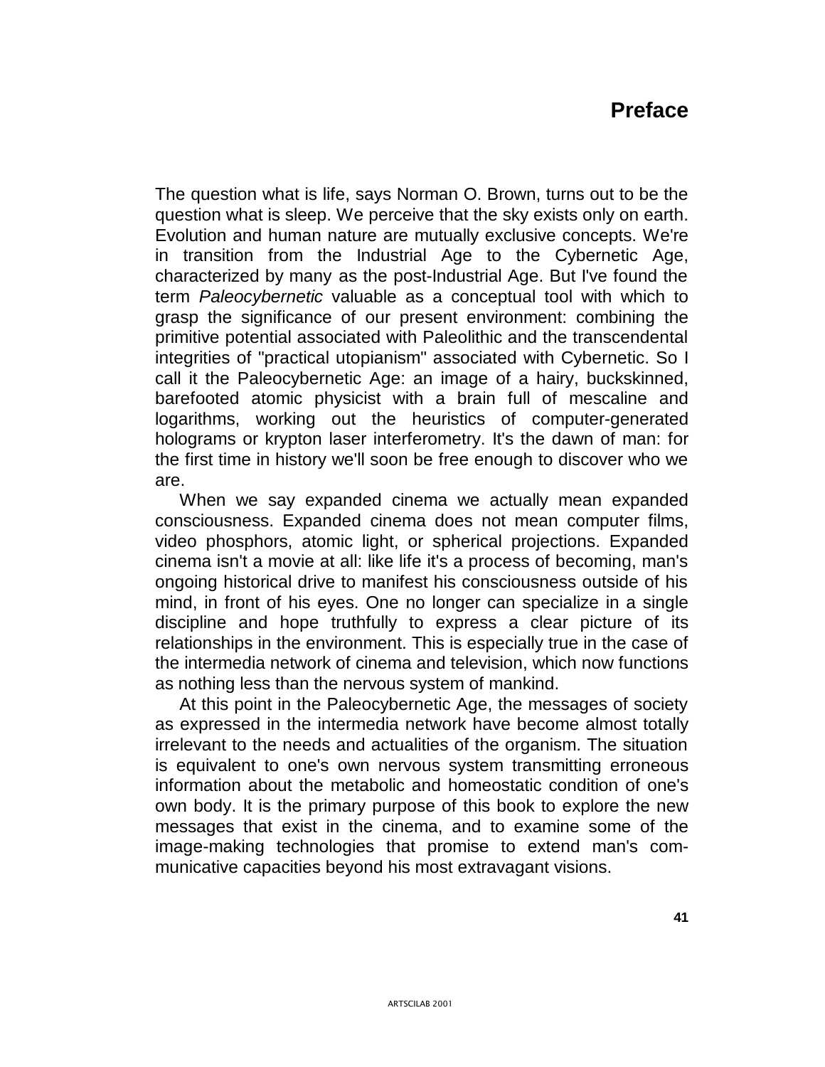# Preface

The question what is life, says Norman O. Brown, turns out to be the question what is sleep. We perceive that the sky exists only on earth. Evolution and human nature are mutually exclusive concepts. We're in transition from the Industrial Age to the Cybernetic Age, characterized by many as the post-Industrial Age. But I've found the term *Paleocybernetic* valuable as a conceptual tool with which to grasp the significance of our present environment: combining the primitive potential associated with Paleolithic and the transcendental integrities of "practical utopianism" associated with Cybernetic. So I call it the Paleocybernetic Age: an image of a hairy, buckskinned, barefooted atomic physicist with a brain full of mescaline and logarithms, working out the heuristics of computer-generated holograms or krypton laser interferometry. It's the dawn of man: for the first time in history we'll soon be free enough to discover who we are.

When we say expanded cinema we actually mean expanded consciousness. Expanded cinema does not mean computer films, video phosphors, atomic light, or spherical projections. Expanded cinema isn't a movie at all: like life it's a process of becoming, man's ongoing historical drive to manifest his consciousness outside of his mind, in front of his eyes. One no longer can specialize in a single discipline and hope truthfully to express a clear picture of its relationships in the environment. This is especially true in the case of the intermedia network of cinema and television, which now functions as nothing less than the nervous system of mankind.

At this point in the Paleocybernetic Age, the messages of society as expressed in the intermedia network have become almost totally irrelevant to the needs and actualities of the organism. The situation is equivalent to one's own nervous system transmitting erroneous information about the metabolic and homeostatic condition of one's own body. It is the primary purpose of this book to explore the new messages that exist in the cinema, and to examine some of the image-making technologies that promise to extend man's communicative capacities beyond his most extravagant visions.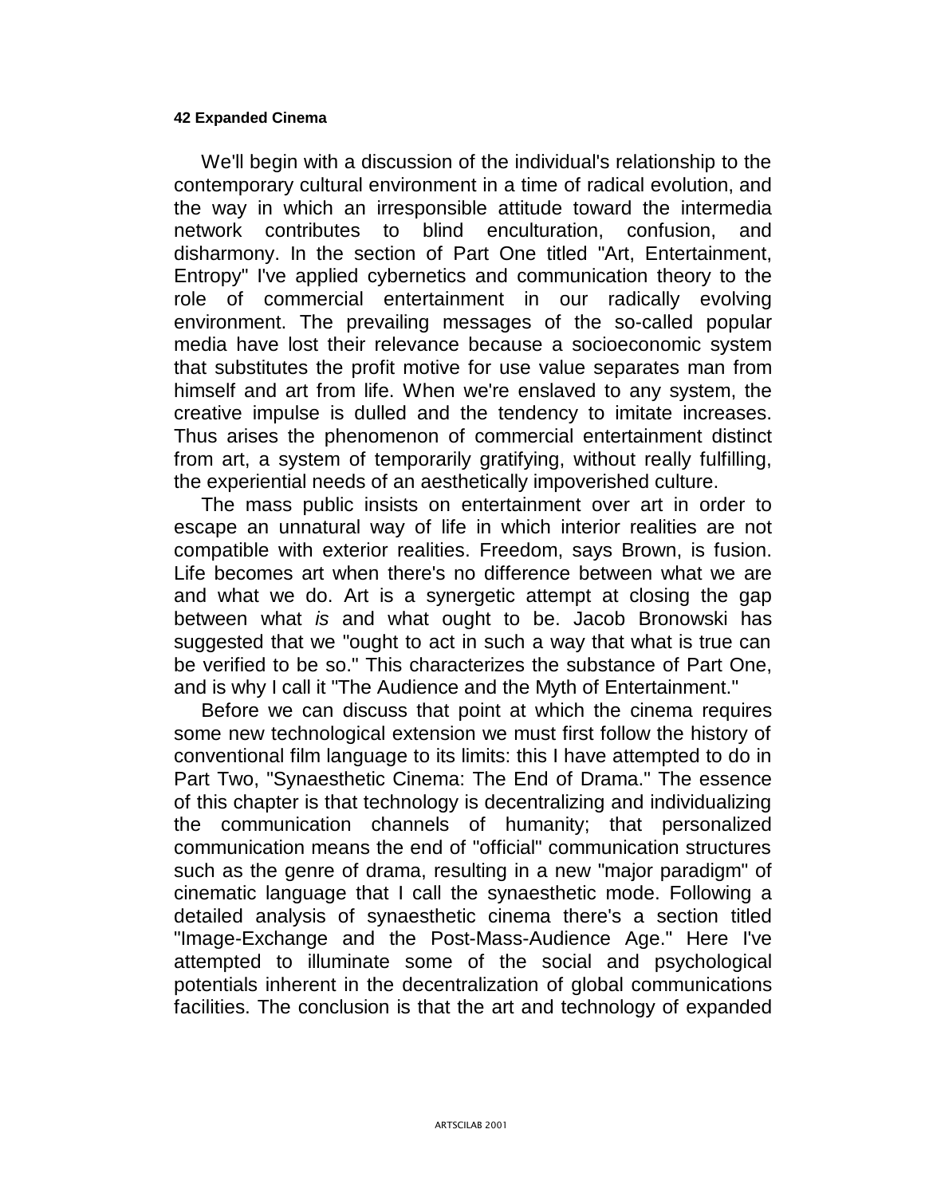We'll begin with a discussion of the individual's relationship to the contemporary cultural environment in a time of radical evolution, and the way in which an irresponsible attitude toward the intermedia network contributes to blind enculturation, confusion, and disharmony. In the section of Part One titled "Art, Entertainment, Entropy" I've applied cybernetics and communication theory to the role of commercial entertainment in our radically evolving environment. The prevailing messages of the so-called popular media have lost their relevance because a socioeconomic system that substitutes the profit motive for use value separates man from himself and art from life. When we're enslaved to any system, the creative impulse is dulled and the tendency to imitate increases. Thus arises the phenomenon of commercial entertainment distinct from art, a system of temporarily gratifying, without really fulfilling, the experiential needs of an aesthetically impoverished culture.

The mass public insists on entertainment over art in order to escape an unnatural way of life in which interior realities are not compatible with exterior realities. Freedom, says Brown, is fusion. Life becomes art when there's no difference between what we are and what we do. Art is a synergetic attempt at closing the gap between what *is* and what ought to be. Jacob Bronowski has suggested that we "ought to act in such a way that what is true can be verified to be so." This characterizes the substance of Part One, and is why I call it "The Audience and the Myth of Entertainment."

Before we can discuss that point at which the cinema requires some new technological extension we must first follow the history of conventional film language to its limits: this I have attempted to do in Part Two, "Synaesthetic Cinema: The End of Drama." The essence of this chapter is that technology is decentralizing and individualizing the communication channels of humanity; that personalized communication means the end of "official" communication structures such as the genre of drama, resulting in a new "major paradigm" of cinematic language that I call the synaesthetic mode. Following a detailed analysis of synaesthetic cinema there's a section titled "Image-Exchange and the Post-Mass-Audience Age." Here I've attempted to illuminate some of the social and psychological potentials inherent in the decentralization of global communications facilities. The conclusion is that the art and technology of expanded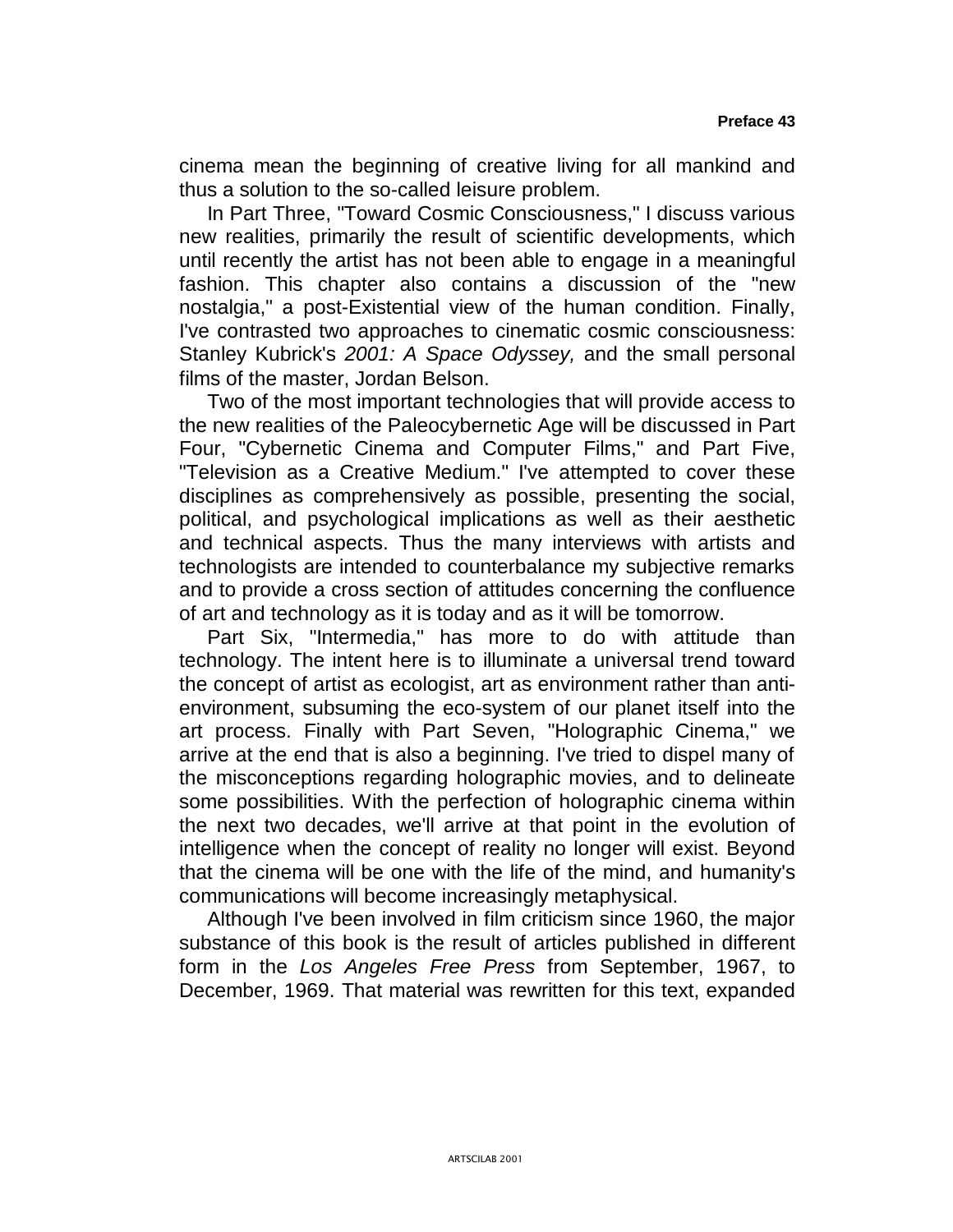cinema mean the beginning of creative living for all mankind and thus a solution to the so-called leisure problem.

In Part Three, "Toward Cosmic Consciousness," I discuss various new realities, primarily the result of scientific developments, which until recently the artist has not been able to engage in a meaningful fashion. This chapter also contains a discussion of the "new nostalgia," a post-Existential view of the human condition. Finally, I've contrasted two approaches to cinematic cosmic consciousness: Stanley Kubrick's *2001: A Space Odyssey,* and the small personal films of the master, Jordan Belson.

Two of the most important technologies that will provide access to the new realities of the Paleocybernetic Age will be discussed in Part Four, "Cybernetic Cinema and Computer Films," and Part Five, "Television as a Creative Medium." I've attempted to cover these disciplines as comprehensively as possible, presenting the social, political, and psychological implications as well as their aesthetic and technical aspects. Thus the many interviews with artists and technologists are intended to counterbalance my subjective remarks and to provide a cross section of attitudes concerning the confluence of art and technology as it is today and as it will be tomorrow.

Part Six, "Intermedia," has more to do with attitude than technology. The intent here is to illuminate a universal trend toward the concept of artist as ecologist, art as environment rather than anti-environment, subsuming the eco-system of our planet itself into the art process. Finally with Part Seven, "Holographic Cinema," we arrive at the end that is also a beginning. I've tried to dispel many of the misconceptions regarding holographic movies, and to delineate some possibilities. With the perfection of holographic cinema within the next two decades, we'll arrive at that point in the evolution of intelligence when the concept of reality no longer will exist. Beyond that the cinema will be one with the life of the mind, and humanity's communications will become increasingly metaphysical.

Although I've been involved in film criticism since 1960, the major substance of this book is the result of articles published in different form in the *Los Angeles Free Press* from September, 1967, to December, 1969. That material was rewritten for this text, expanded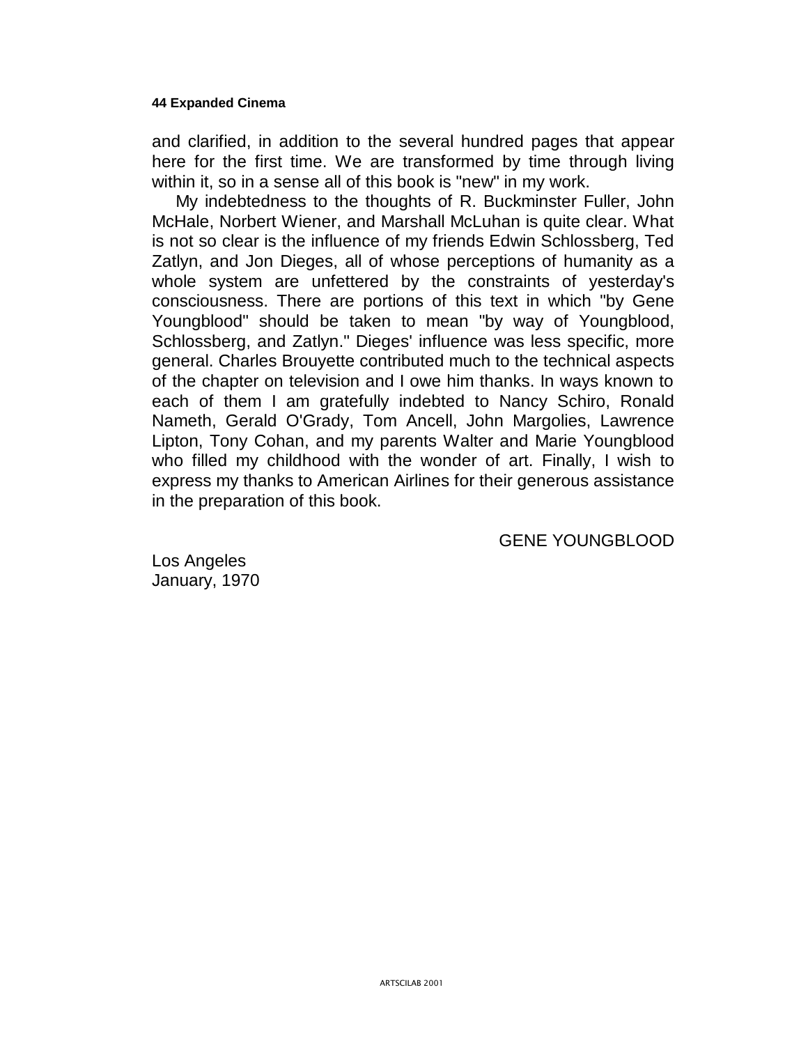and clarified, in addition to the several hundred pages that appear here for the first time. We are transformed by time through living within it, so in a sense all of this book is "new" in my work.

My indebtedness to the thoughts of R. Buckminster Fuller, John McHale, Norbert Wiener, and Marshall McLuhan is quite clear. What is not so clear is the influence of my friends Edwin Schlossberg, Ted Zatlyn, and Jon Dieges, all of whose perceptions of humanity as a whole system are unfettered by the constraints of yesterday's consciousness. There are portions of this text in which "by Gene Youngblood" should be taken to mean "by way of Youngblood, Schlossberg, and Zatlyn." Dieges' influence was less specific, more general. Charles Brouyette contributed much to the technical aspects of the chapter on television and I owe him thanks. In ways known to each of them I am gratefully indebted to Nancy Schiro, Ronald Nameth, Gerald O'Grady, Tom Ancell, John Margolies, Lawrence Lipton, Tony Cohan, and my parents Walter and Marie Youngblood who filled my childhood with the wonder of art. Finally, I wish to express my thanks to American Airlines for their generous assistance in the preparation of this book.

GENE YOUNGBLOOD

Los Angeles
January, 1970